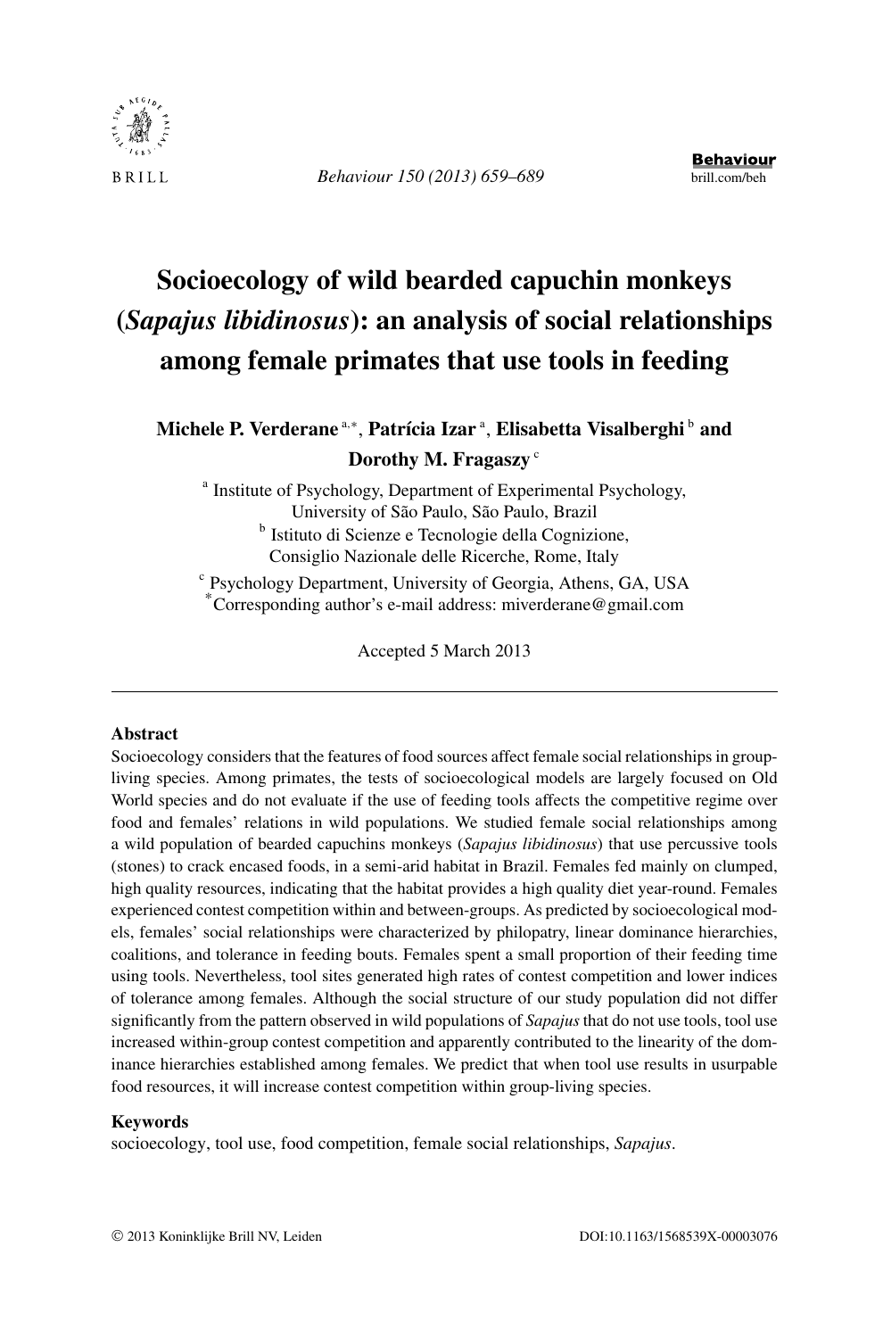# Socioecology of wild bearded capuchin monkeys (*Sapajus libidinosus*): an analysis of social relationships among female primates that use tools in feeding

**Michele P. Verderane** [a,*], **Patrícia Izar** [a], **Elisabetta Visalberghi** [b] and **Dorothy M. Fragaszy** [c]

[a] Institute of Psychology, Department of Experimental Psychology, University of São Paulo, São Paulo, Brazil

[b] Istituto di Scienze e Tecnologie della Cognizione, Consiglio Nazionale delle Ricerche, Rome, Italy

[c] Psychology Department, University of Georgia, Athens, GA, USA

[*] Corresponding author's e-mail address: miverderane@gmail.com

Accepted 5 March 2013

---

## Abstract

Socioecology considers that the features of food sources affect female social relationships in group-living species. Among primates, the tests of socioecological models are largely focused on Old World species and do not evaluate if the use of feeding tools affects the competitive regime over food and females' relations in wild populations. We studied female social relationships among a wild population of bearded capuchins monkeys (*Sapajus libidinosus*) that use percussive tools (stones) to crack encased foods, in a semi-arid habitat in Brazil. Females fed mainly on clumped, high quality resources, indicating that the habitat provides a high quality diet year-round. Females experienced contest competition within and between-groups. As predicted by socioecological models, females' social relationships were characterized by philopatry, linear dominance hierarchies, coalitions, and tolerance in feeding bouts. Females spent a small proportion of their feeding time using tools. Nevertheless, tool sites generated high rates of contest competition and lower indices of tolerance among females. Although the social structure of our study population did not differ significantly from the pattern observed in wild populations of *Sapajus* that do not use tools, tool use increased within-group contest competition and apparently contributed to the linearity of the dominance hierarchies established among females. We predict that when tool use results in usurpable food resources, it will increase contest competition within group-living species.

## Keywords

socioecology, tool use, food competition, female social relationships, *Sapajus*.

© 2013 Koninklijke Brill NV, Leiden DOI:10.1163/1568539X-00003076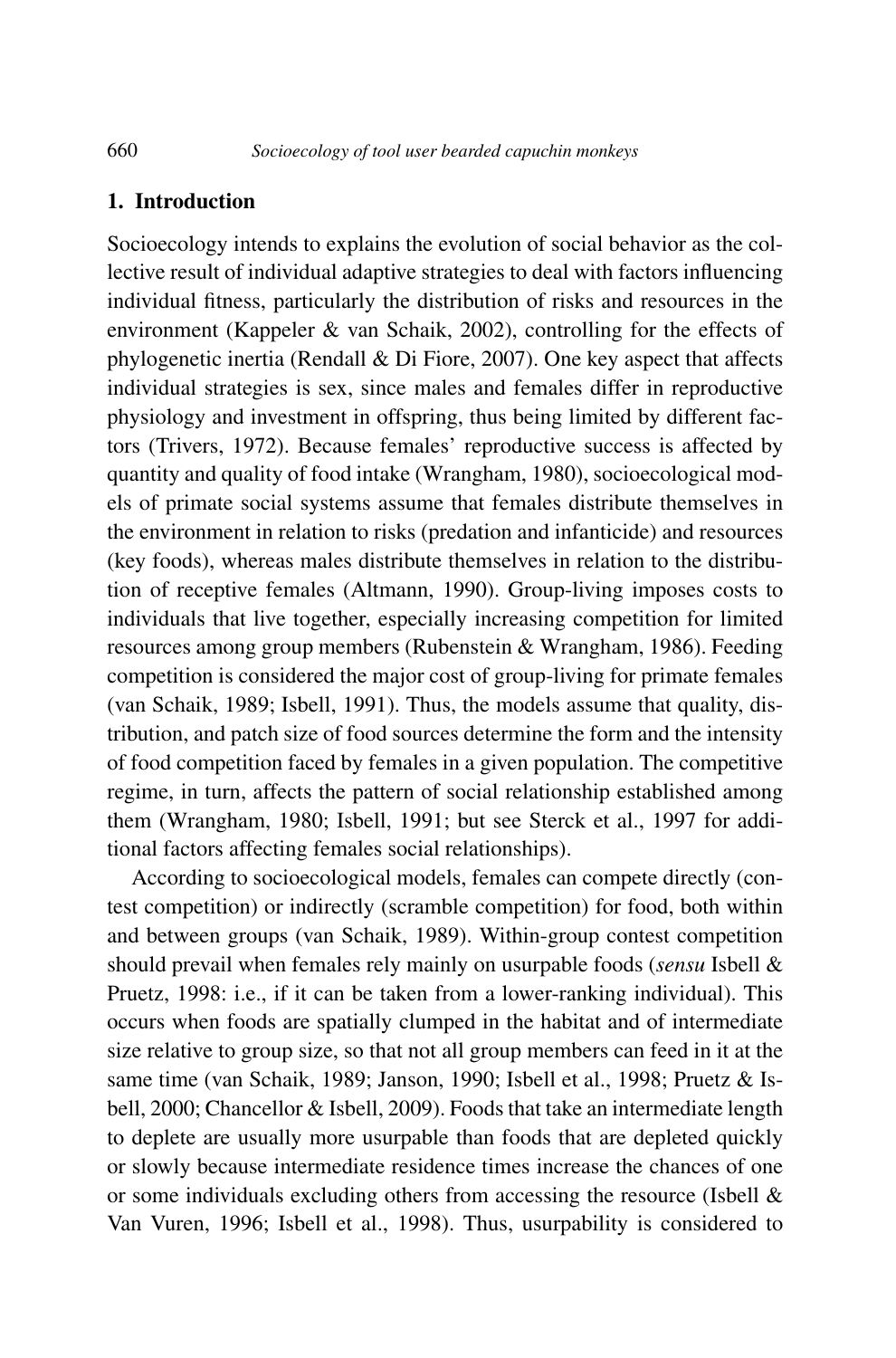## 1. Introduction

Socioecology intends to explains the evolution of social behavior as the collective result of individual adaptive strategies to deal with factors influencing individual fitness, particularly the distribution of risks and resources in the environment (Kappeler & van Schaik, 2002), controlling for the effects of phylogenetic inertia (Rendall & Di Fiore, 2007). One key aspect that affects individual strategies is sex, since males and females differ in reproductive physiology and investment in offspring, thus being limited by different factors (Trivers, 1972). Because females' reproductive success is affected by quantity and quality of food intake (Wrangham, 1980), socioecological models of primate social systems assume that females distribute themselves in the environment in relation to risks (predation and infanticide) and resources (key foods), whereas males distribute themselves in relation to the distribution of receptive females (Altmann, 1990). Group-living imposes costs to individuals that live together, especially increasing competition for limited resources among group members (Rubenstein & Wrangham, 1986). Feeding competition is considered the major cost of group-living for primate females (van Schaik, 1989; Isbell, 1991). Thus, the models assume that quality, distribution, and patch size of food sources determine the form and the intensity of food competition faced by females in a given population. The competitive regime, in turn, affects the pattern of social relationship established among them (Wrangham, 1980; Isbell, 1991; but see Sterck et al., 1997 for additional factors affecting females social relationships).

According to socioecological models, females can compete directly (contest competition) or indirectly (scramble competition) for food, both within and between groups (van Schaik, 1989). Within-group contest competition should prevail when females rely mainly on usurpable foods (*sensu* Isbell & Pruetz, 1998: i.e., if it can be taken from a lower-ranking individual). This occurs when foods are spatially clumped in the habitat and of intermediate size relative to group size, so that not all group members can feed in it at the same time (van Schaik, 1989; Janson, 1990; Isbell et al., 1998; Pruetz & Isbell, 2000; Chancellor & Isbell, 2009). Foods that take an intermediate length to deplete are usually more usurpable than foods that are depleted quickly or slowly because intermediate residence times increase the chances of one or some individuals excluding others from accessing the resource (Isbell & Van Vuren, 1996; Isbell et al., 1998). Thus, usurpability is considered to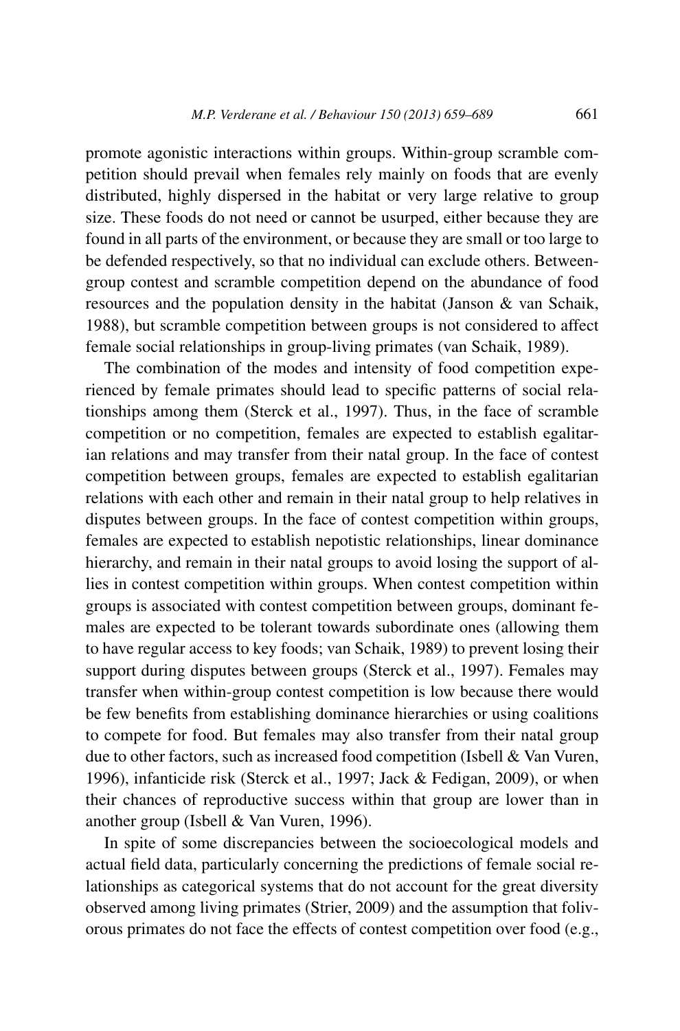promote agonistic interactions within groups. Within-group scramble competition should prevail when females rely mainly on foods that are evenly distributed, highly dispersed in the habitat or very large relative to group size. These foods do not need or cannot be usurped, either because they are found in all parts of the environment, or because they are small or too large to be defended respectively, so that no individual can exclude others. Between-group contest and scramble competition depend on the abundance of food resources and the population density in the habitat (Janson & van Schaik, 1988), but scramble competition between groups is not considered to affect female social relationships in group-living primates (van Schaik, 1989).

The combination of the modes and intensity of food competition experienced by female primates should lead to specific patterns of social relationships among them (Sterck et al., 1997). Thus, in the face of scramble competition or no competition, females are expected to establish egalitarian relations and may transfer from their natal group. In the face of contest competition between groups, females are expected to establish egalitarian relations with each other and remain in their natal group to help relatives in disputes between groups. In the face of contest competition within groups, females are expected to establish nepotistic relationships, linear dominance hierarchy, and remain in their natal groups to avoid losing the support of allies in contest competition within groups. When contest competition within groups is associated with contest competition between groups, dominant females are expected to be tolerant towards subordinate ones (allowing them to have regular access to key foods; van Schaik, 1989) to prevent losing their support during disputes between groups (Sterck et al., 1997). Females may transfer when within-group contest competition is low because there would be few benefits from establishing dominance hierarchies or using coalitions to compete for food. But females may also transfer from their natal group due to other factors, such as increased food competition (Isbell & Van Vuren, 1996), infanticide risk (Sterck et al., 1997; Jack & Fedigan, 2009), or when their chances of reproductive success within that group are lower than in another group (Isbell & Van Vuren, 1996).

In spite of some discrepancies between the socioecological models and actual field data, particularly concerning the predictions of female social relationships as categorical systems that do not account for the great diversity observed among living primates (Strier, 2009) and the assumption that folivorous primates do not face the effects of contest competition over food (e.g.,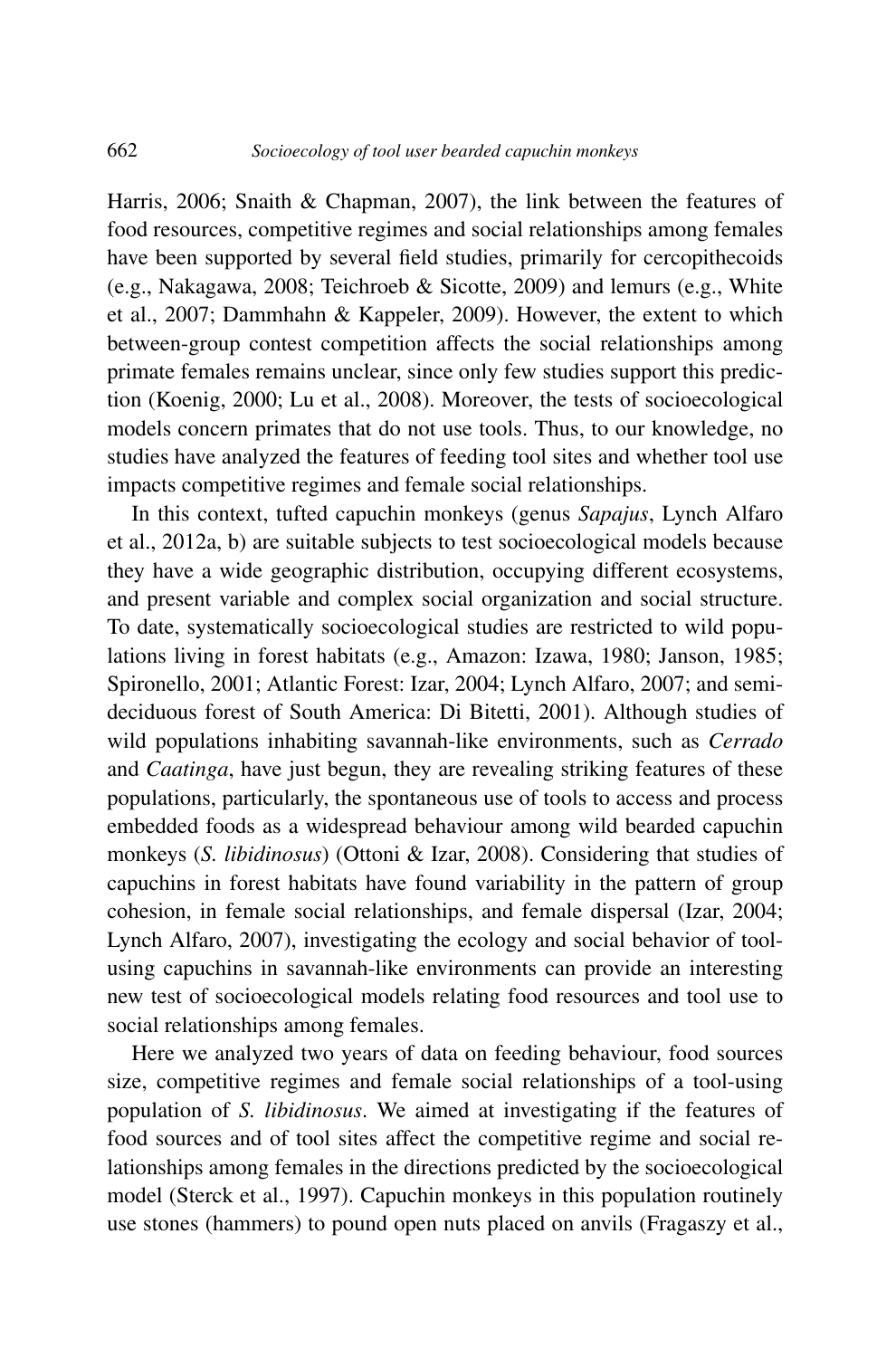Harris, 2006; Snaith & Chapman, 2007), the link between the features of food resources, competitive regimes and social relationships among females have been supported by several field studies, primarily for cercopithecoids (e.g., Nakagawa, 2008; Teichroeb & Sicotte, 2009) and lemurs (e.g., White et al., 2007; Dammhahn & Kappeler, 2009). However, the extent to which between-group contest competition affects the social relationships among primate females remains unclear, since only few studies support this prediction (Koenig, 2000; Lu et al., 2008). Moreover, the tests of socioecological models concern primates that do not use tools. Thus, to our knowledge, no studies have analyzed the features of feeding tool sites and whether tool use impacts competitive regimes and female social relationships.

In this context, tufted capuchin monkeys (genus *Sapajus*, Lynch Alfaro et al., 2012a, b) are suitable subjects to test socioecological models because they have a wide geographic distribution, occupying different ecosystems, and present variable and complex social organization and social structure. To date, systematically socioecological studies are restricted to wild populations living in forest habitats (e.g., Amazon: Izawa, 1980; Janson, 1985; Spironello, 2001; Atlantic Forest: Izar, 2004; Lynch Alfaro, 2007; and semi-deciduous forest of South America: Di Bitetti, 2001). Although studies of wild populations inhabiting savannah-like environments, such as *Cerrado* and *Caatinga*, have just begun, they are revealing striking features of these populations, particularly, the spontaneous use of tools to access and process embedded foods as a widespread behaviour among wild bearded capuchin monkeys (*S. libidinosus*) (Ottoni & Izar, 2008). Considering that studies of capuchins in forest habitats have found variability in the pattern of group cohesion, in female social relationships, and female dispersal (Izar, 2004; Lynch Alfaro, 2007), investigating the ecology and social behavior of tool-using capuchins in savannah-like environments can provide an interesting new test of socioecological models relating food resources and tool use to social relationships among females.

Here we analyzed two years of data on feeding behaviour, food sources size, competitive regimes and female social relationships of a tool-using population of *S. libidinosus*. We aimed at investigating if the features of food sources and of tool sites affect the competitive regime and social relationships among females in the directions predicted by the socioecological model (Sterck et al., 1997). Capuchin monkeys in this population routinely use stones (hammers) to pound open nuts placed on anvils (Fragaszy et al.,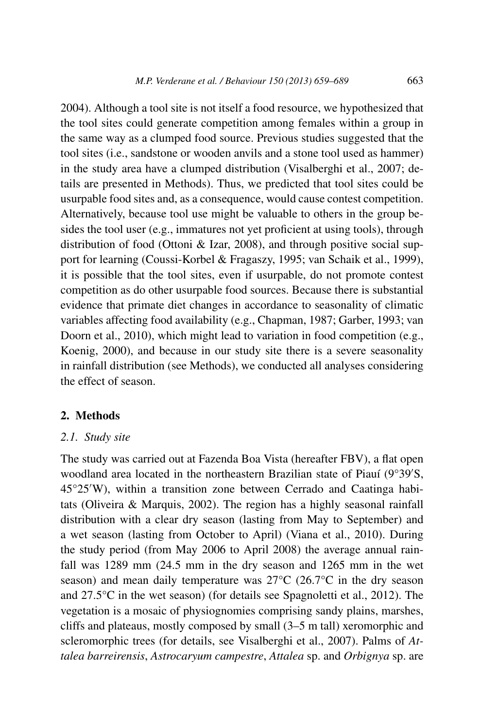2004). Although a tool site is not itself a food resource, we hypothesized that the tool sites could generate competition among females within a group in the same way as a clumped food source. Previous studies suggested that the tool sites (i.e., sandstone or wooden anvils and a stone tool used as hammer) in the study area have a clumped distribution (Visalberghi et al., 2007; details are presented in Methods). Thus, we predicted that tool sites could be usurpable food sites and, as a consequence, would cause contest competition. Alternatively, because tool use might be valuable to others in the group besides the tool user (e.g., immatures not yet proficient at using tools), through distribution of food (Ottoni & Izar, 2008), and through positive social support for learning (Coussi-Korbel & Fragaszy, 1995; van Schaik et al., 1999), it is possible that the tool sites, even if usurpable, do not promote contest competition as do other usurpable food sources. Because there is substantial evidence that primate diet changes in accordance to seasonality of climatic variables affecting food availability (e.g., Chapman, 1987; Garber, 1993; van Doorn et al., 2010), which might lead to variation in food competition (e.g., Koenig, 2000), and because in our study site there is a severe seasonality in rainfall distribution (see Methods), we conducted all analyses considering the effect of season.

## 2. Methods

### *2.1. Study site*

The study was carried out at Fazenda Boa Vista (hereafter FBV), a flat open woodland area located in the northeastern Brazilian state of Piauí (9°39′S, 45°25′W), within a transition zone between Cerrado and Caatinga habitats (Oliveira & Marquis, 2002). The region has a highly seasonal rainfall distribution with a clear dry season (lasting from May to September) and a wet season (lasting from October to April) (Viana et al., 2010). During the study period (from May 2006 to April 2008) the average annual rainfall was 1289 mm (24.5 mm in the dry season and 1265 mm in the wet season) and mean daily temperature was 27°C (26.7°C in the dry season and 27.5°C in the wet season) (for details see Spagnoletti et al., 2012). The vegetation is a mosaic of physiognomies comprising sandy plains, marshes, cliffs and plateaus, mostly composed by small (3–5 m tall) xeromorphic and scleromorphic trees (for details, see Visalberghi et al., 2007). Palms of *Attalea barreirensis*, *Astrocaryum campestre*, *Attalea* sp. and *Orbignya* sp. are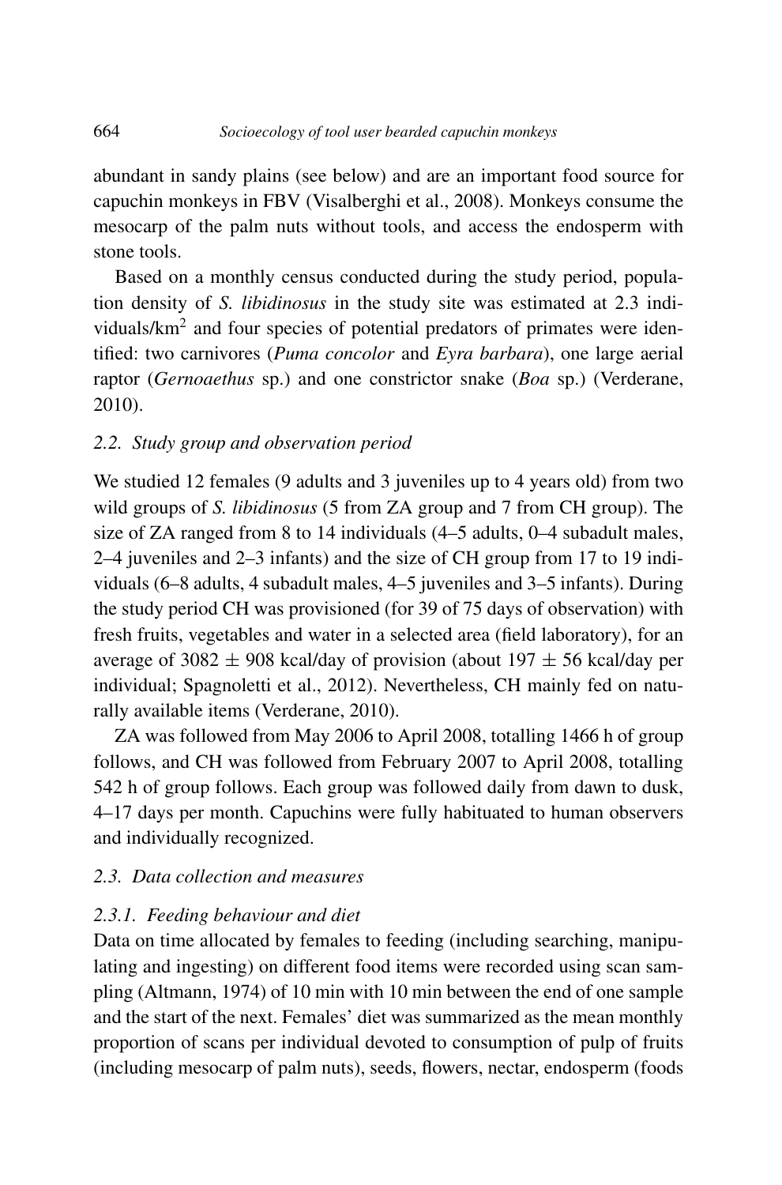abundant in sandy plains (see below) and are an important food source for capuchin monkeys in FBV (Visalberghi et al., 2008). Monkeys consume the mesocarp of the palm nuts without tools, and access the endosperm with stone tools.

Based on a monthly census conducted during the study period, population density of *S. libidinosus* in the study site was estimated at 2.3 individuals/km$^2$ and four species of potential predators of primates were identified: two carnivores (*Puma concolor* and *Eyra barbara*), one large aerial raptor (*Gernoaethus* sp.) and one constrictor snake (*Boa* sp.) (Verderane, 2010).

### 2.2. Study group and observation period

We studied 12 females (9 adults and 3 juveniles up to 4 years old) from two wild groups of *S. libidinosus* (5 from ZA group and 7 from CH group). The size of ZA ranged from 8 to 14 individuals (4–5 adults, 0–4 subadult males, 2–4 juveniles and 2–3 infants) and the size of CH group from 17 to 19 individuals (6–8 adults, 4 subadult males, 4–5 juveniles and 3–5 infants). During the study period CH was provisioned (for 39 of 75 days of observation) with fresh fruits, vegetables and water in a selected area (field laboratory), for an average of $3082 \pm 908$ kcal/day of provision (about $197 \pm 56$ kcal/day per individual; Spagnoletti et al., 2012). Nevertheless, CH mainly fed on naturally available items (Verderane, 2010).

ZA was followed from May 2006 to April 2008, totalling 1466 h of group follows, and CH was followed from February 2007 to April 2008, totalling 542 h of group follows. Each group was followed daily from dawn to dusk, 4–17 days per month. Capuchins were fully habituated to human observers and individually recognized.

### 2.3. Data collection and measures

#### 2.3.1. Feeding behaviour and diet

Data on time allocated by females to feeding (including searching, manipulating and ingesting) on different food items were recorded using scan sampling (Altmann, 1974) of 10 min with 10 min between the end of one sample and the start of the next. Females' diet was summarized as the mean monthly proportion of scans per individual devoted to consumption of pulp of fruits (including mesocarp of palm nuts), seeds, flowers, nectar, endosperm (foods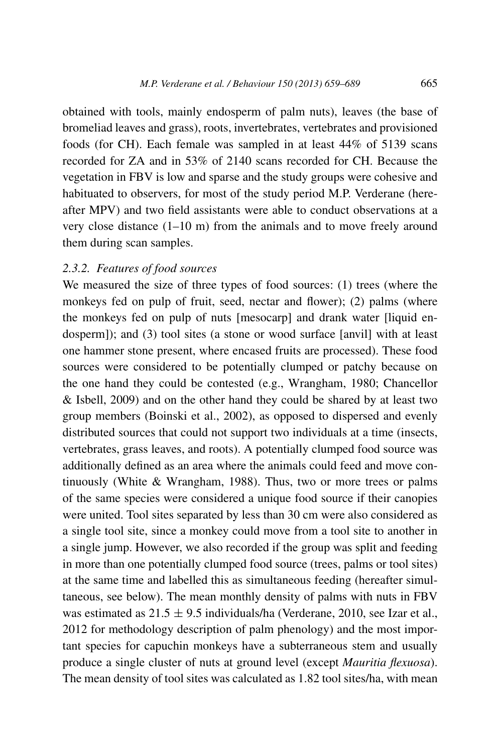obtained with tools, mainly endosperm of palm nuts), leaves (the base of bromeliad leaves and grass), roots, invertebrates, vertebrates and provisioned foods (for CH). Each female was sampled in at least 44% of 5139 scans recorded for ZA and in 53% of 2140 scans recorded for CH. Because the vegetation in FBV is low and sparse and the study groups were cohesive and habituated to observers, for most of the study period M.P. Verderane (hereafter MPV) and two field assistants were able to conduct observations at a very close distance (1–10 m) from the animals and to move freely around them during scan samples.

#### 2.3.2. *Features of food sources*

We measured the size of three types of food sources: (1) trees (where the monkeys fed on pulp of fruit, seed, nectar and flower); (2) palms (where the monkeys fed on pulp of nuts [mesocarp] and drank water [liquid endosperm]); and (3) tool sites (a stone or wood surface [anvil] with at least one hammer stone present, where encased fruits are processed). These food sources were considered to be potentially clumped or patchy because on the one hand they could be contested (e.g., Wrangham, 1980; Chancellor & Isbell, 2009) and on the other hand they could be shared by at least two group members (Boinski et al., 2002), as opposed to dispersed and evenly distributed sources that could not support two individuals at a time (insects, vertebrates, grass leaves, and roots). A potentially clumped food source was additionally defined as an area where the animals could feed and move continuously (White & Wrangham, 1988). Thus, two or more trees or palms of the same species were considered a unique food source if their canopies were united. Tool sites separated by less than 30 cm were also considered as a single tool site, since a monkey could move from a tool site to another in a single jump. However, we also recorded if the group was split and feeding in more than one potentially clumped food source (trees, palms or tool sites) at the same time and labelled this as simultaneous feeding (hereafter simultaneous, see below). The mean monthly density of palms with nuts in FBV was estimated as $21.5 \pm 9.5$ individuals/ha (Verderane, 2010, see Izar et al., 2012 for methodology description of palm phenology) and the most important species for capuchin monkeys have a subterraneous stem and usually produce a single cluster of nuts at ground level (except *Mauritia flexuosa*). The mean density of tool sites was calculated as 1.82 tool sites/ha, with mean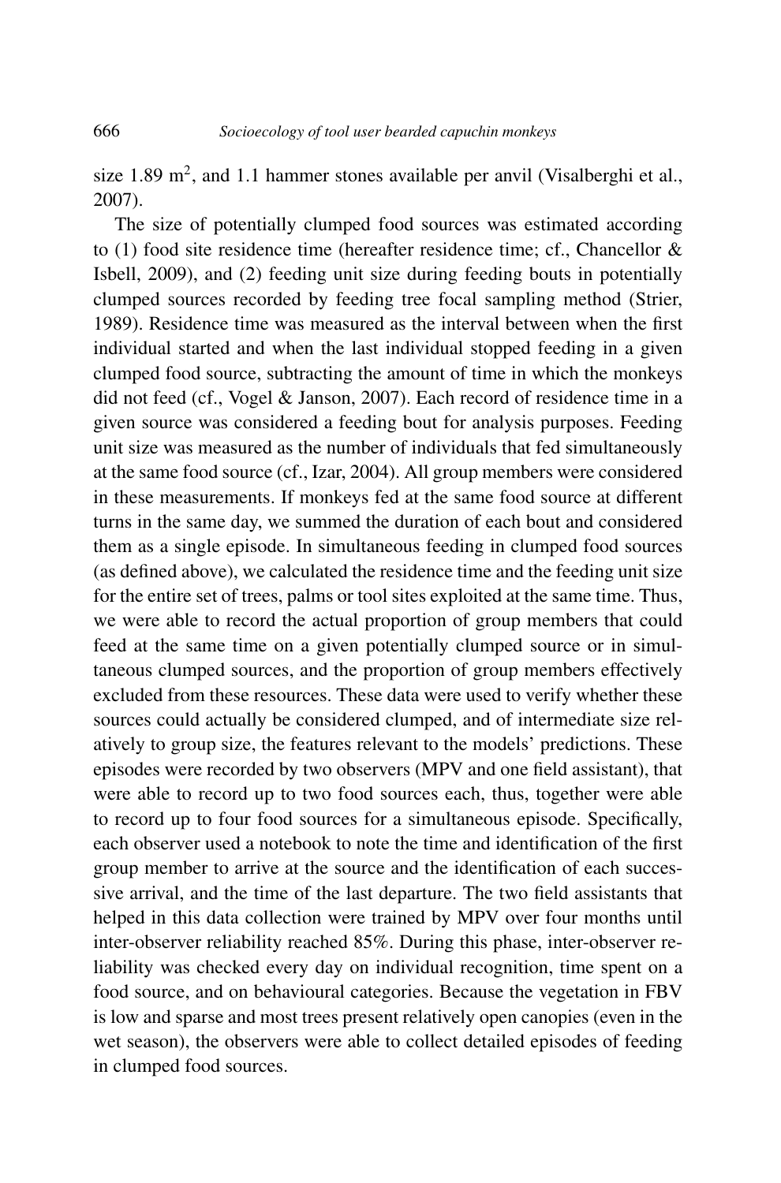size 1.89 $m^2$, and 1.1 hammer stones available per anvil (Visalberghi et al., 2007).

The size of potentially clumped food sources was estimated according to (1) food site residence time (hereafter residence time; cf., Chancellor & Isbell, 2009), and (2) feeding unit size during feeding bouts in potentially clumped sources recorded by feeding tree focal sampling method (Strier, 1989). Residence time was measured as the interval between when the first individual started and when the last individual stopped feeding in a given clumped food source, subtracting the amount of time in which the monkeys did not feed (cf., Vogel & Janson, 2007). Each record of residence time in a given source was considered a feeding bout for analysis purposes. Feeding unit size was measured as the number of individuals that fed simultaneously at the same food source (cf., Izar, 2004). All group members were considered in these measurements. If monkeys fed at the same food source at different turns in the same day, we summed the duration of each bout and considered them as a single episode. In simultaneous feeding in clumped food sources (as defined above), we calculated the residence time and the feeding unit size for the entire set of trees, palms or tool sites exploited at the same time. Thus, we were able to record the actual proportion of group members that could feed at the same time on a given potentially clumped source or in simultaneous clumped sources, and the proportion of group members effectively excluded from these resources. These data were used to verify whether these sources could actually be considered clumped, and of intermediate size relatively to group size, the features relevant to the models' predictions. These episodes were recorded by two observers (MPV and one field assistant), that were able to record up to two food sources each, thus, together were able to record up to four food sources for a simultaneous episode. Specifically, each observer used a notebook to note the time and identification of the first group member to arrive at the source and the identification of each successive arrival, and the time of the last departure. The two field assistants that helped in this data collection were trained by MPV over four months until inter-observer reliability reached 85%. During this phase, inter-observer reliability was checked every day on individual recognition, time spent on a food source, and on behavioural categories. Because the vegetation in FBV is low and sparse and most trees present relatively open canopies (even in the wet season), the observers were able to collect detailed episodes of feeding in clumped food sources.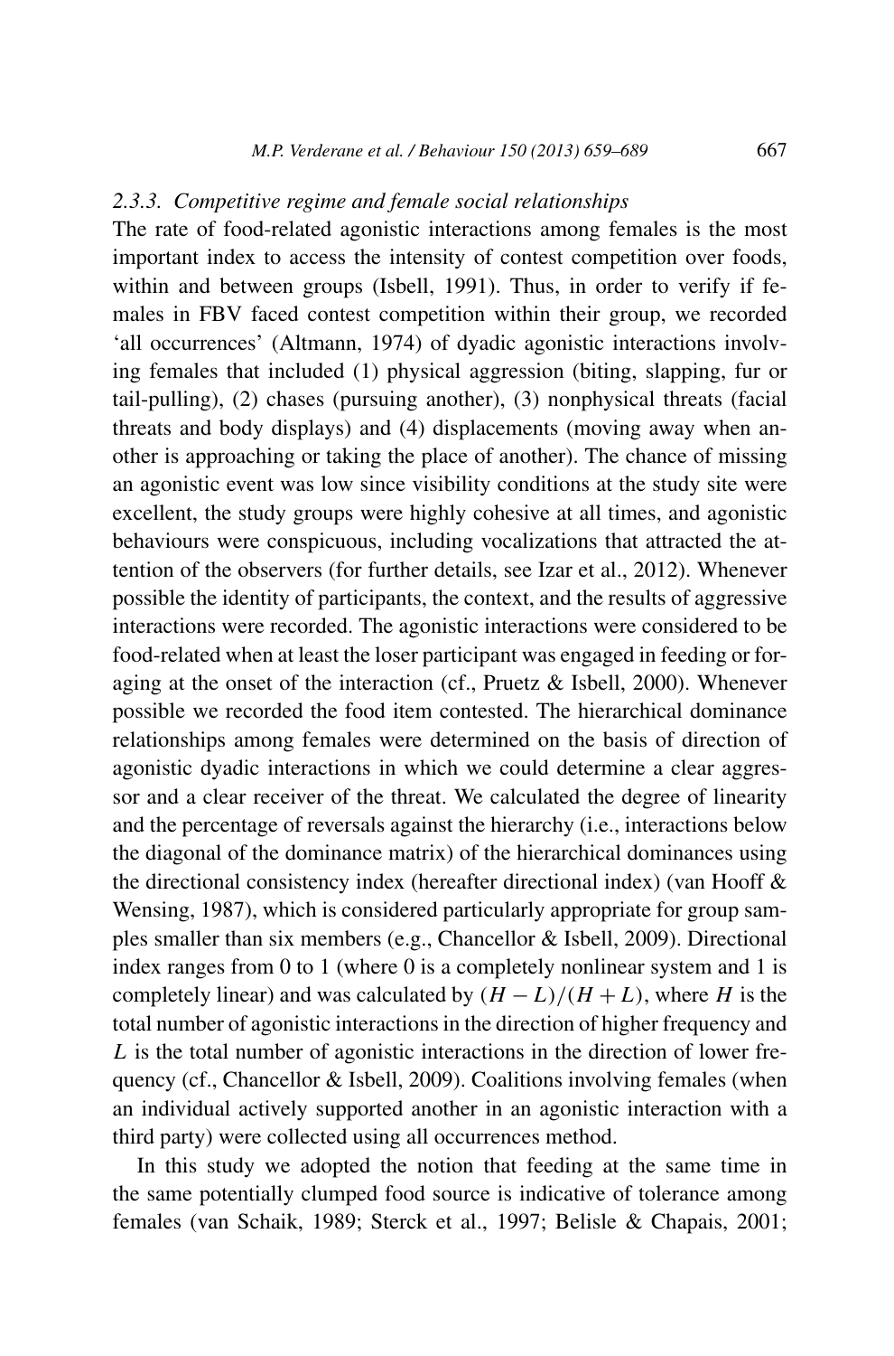#### *2.3.3. Competitive regime and female social relationships*

The rate of food-related agonistic interactions among females is the most important index to access the intensity of contest competition over foods, within and between groups (Isbell, 1991). Thus, in order to verify if females in FBV faced contest competition within their group, we recorded 'all occurrences' (Altmann, 1974) of dyadic agonistic interactions involving females that included (1) physical aggression (biting, slapping, fur or tail-pulling), (2) chases (pursuing another), (3) nonphysical threats (facial threats and body displays) and (4) displacements (moving away when another is approaching or taking the place of another). The chance of missing an agonistic event was low since visibility conditions at the study site were excellent, the study groups were highly cohesive at all times, and agonistic behaviours were conspicuous, including vocalizations that attracted the attention of the observers (for further details, see Izar et al., 2012). Whenever possible the identity of participants, the context, and the results of aggressive interactions were recorded. The agonistic interactions were considered to be food-related when at least the loser participant was engaged in feeding or foraging at the onset of the interaction (cf., Pruetz & Isbell, 2000). Whenever possible we recorded the food item contested. The hierarchical dominance relationships among females were determined on the basis of direction of agonistic dyadic interactions in which we could determine a clear aggressor and a clear receiver of the threat. We calculated the degree of linearity and the percentage of reversals against the hierarchy (i.e., interactions below the diagonal of the dominance matrix) of the hierarchical dominances using the directional consistency index (hereafter directional index) (van Hooff & Wensing, 1987), which is considered particularly appropriate for group samples smaller than six members (e.g., Chancellor & Isbell, 2009). Directional index ranges from 0 to 1 (where 0 is a completely nonlinear system and 1 is completely linear) and was calculated by $(H - L)/(H + L)$, where $H$ is the total number of agonistic interactions in the direction of higher frequency and $L$ is the total number of agonistic interactions in the direction of lower frequency (cf., Chancellor & Isbell, 2009). Coalitions involving females (when an individual actively supported another in an agonistic interaction with a third party) were collected using all occurrences method.

In this study we adopted the notion that feeding at the same time in the same potentially clumped food source is indicative of tolerance among females (van Schaik, 1989; Sterck et al., 1997; Belisle & Chapais, 2001;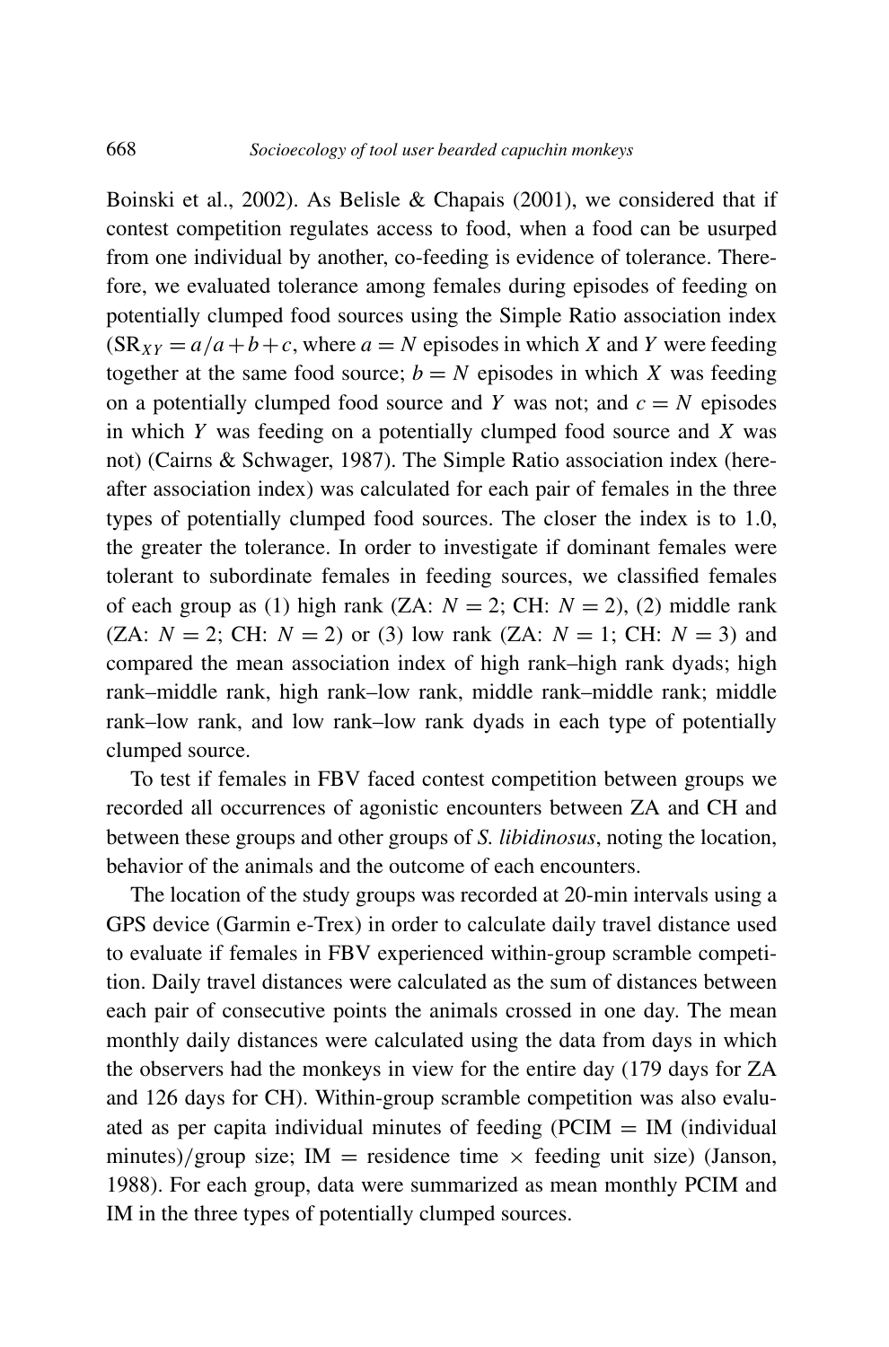Boinski et al., 2002). As Belisle & Chapais (2001), we considered that if contest competition regulates access to food, when a food can be usurped from one individual by another, co-feeding is evidence of tolerance. Therefore, we evaluated tolerance among females during episodes of feeding on potentially clumped food sources using the Simple Ratio association index ($\mathrm{SR}_{XY} = a/a + b + c$, where $a = N$ episodes in which $X$ and $Y$ were feeding together at the same food source; $b = N$ episodes in which $X$ was feeding on a potentially clumped food source and $Y$ was not; and $c = N$ episodes in which $Y$ was feeding on a potentially clumped food source and $X$ was not) (Cairns & Schwager, 1987). The Simple Ratio association index (hereafter association index) was calculated for each pair of females in the three types of potentially clumped food sources. The closer the index is to 1.0, the greater the tolerance. In order to investigate if dominant females were tolerant to subordinate females in feeding sources, we classified females of each group as (1) high rank (ZA: $N = 2$; CH: $N = 2$), (2) middle rank (ZA: $N = 2$; CH: $N = 2$) or (3) low rank (ZA: $N = 1$; CH: $N = 3$) and compared the mean association index of high rank–high rank dyads; high rank–middle rank, high rank–low rank, middle rank–middle rank; middle rank–low rank, and low rank–low rank dyads in each type of potentially clumped source.

To test if females in FBV faced contest competition between groups we recorded all occurrences of agonistic encounters between ZA and CH and between these groups and other groups of *S. libidinosus*, noting the location, behavior of the animals and the outcome of each encounters.

The location of the study groups was recorded at 20-min intervals using a GPS device (Garmin e-Trex) in order to calculate daily travel distance used to evaluate if females in FBV experienced within-group scramble competition. Daily travel distances were calculated as the sum of distances between each pair of consecutive points the animals crossed in one day. The mean monthly daily distances were calculated using the data from days in which the observers had the monkeys in view for the entire day (179 days for ZA and 126 days for CH). Within-group scramble competition was also evaluated as per capita individual minutes of feeding (PCIM = IM (individual minutes)/group size; IM = residence time $\times$ feeding unit size) (Janson, 1988). For each group, data were summarized as mean monthly PCIM and IM in the three types of potentially clumped sources.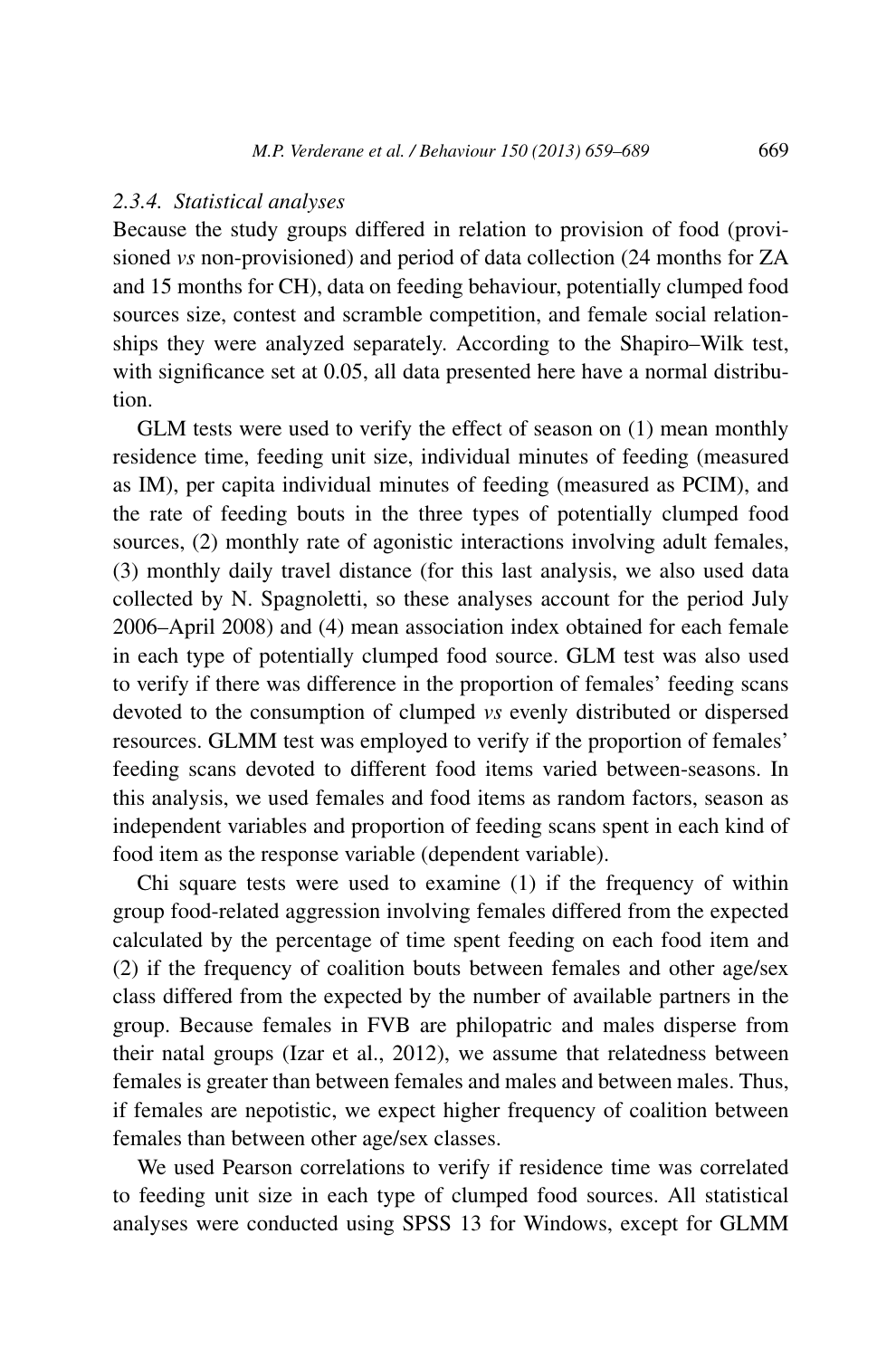### 2.3.4. Statistical analyses

Because the study groups differed in relation to provision of food (provisioned *vs* non-provisioned) and period of data collection (24 months for ZA and 15 months for CH), data on feeding behaviour, potentially clumped food sources size, contest and scramble competition, and female social relationships they were analyzed separately. According to the Shapiro–Wilk test, with significance set at 0.05, all data presented here have a normal distribution.

GLM tests were used to verify the effect of season on (1) mean monthly residence time, feeding unit size, individual minutes of feeding (measured as IM), per capita individual minutes of feeding (measured as PCIM), and the rate of feeding bouts in the three types of potentially clumped food sources, (2) monthly rate of agonistic interactions involving adult females, (3) monthly daily travel distance (for this last analysis, we also used data collected by N. Spagnoletti, so these analyses account for the period July 2006–April 2008) and (4) mean association index obtained for each female in each type of potentially clumped food source. GLM test was also used to verify if there was difference in the proportion of females' feeding scans devoted to the consumption of clumped *vs* evenly distributed or dispersed resources. GLMM test was employed to verify if the proportion of females' feeding scans devoted to different food items varied between-seasons. In this analysis, we used females and food items as random factors, season as independent variables and proportion of feeding scans spent in each kind of food item as the response variable (dependent variable).

Chi square tests were used to examine (1) if the frequency of within group food-related aggression involving females differed from the expected calculated by the percentage of time spent feeding on each food item and (2) if the frequency of coalition bouts between females and other age/sex class differed from the expected by the number of available partners in the group. Because females in FVB are philopatric and males disperse from their natal groups (Izar et al., 2012), we assume that relatedness between females is greater than between females and males and between males. Thus, if females are nepotistic, we expect higher frequency of coalition between females than between other age/sex classes.

We used Pearson correlations to verify if residence time was correlated to feeding unit size in each type of clumped food sources. All statistical analyses were conducted using SPSS 13 for Windows, except for GLMM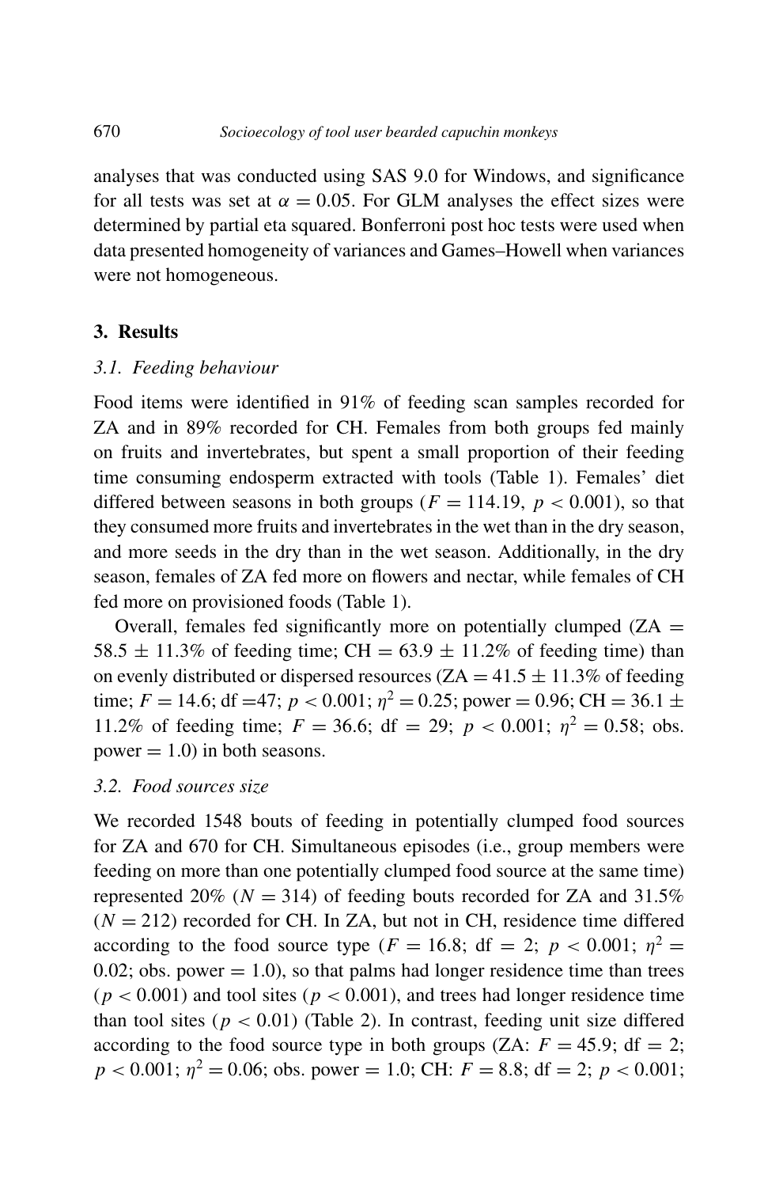analyses that was conducted using SAS 9.0 for Windows, and significance for all tests was set at $\alpha = 0.05$. For GLM analyses the effect sizes were determined by partial eta squared. Bonferroni post hoc tests were used when data presented homogeneity of variances and Games–Howell when variances were not homogeneous.

## 3. Results

### *3.1. Feeding behaviour*

Food items were identified in 91% of feeding scan samples recorded for ZA and in 89% recorded for CH. Females from both groups fed mainly on fruits and invertebrates, but spent a small proportion of their feeding time consuming endosperm extracted with tools (Table 1). Females' diet differed between seasons in both groups ($F = 114.19$, $p < 0.001$), so that they consumed more fruits and invertebrates in the wet than in the dry season, and more seeds in the dry than in the wet season. Additionally, in the dry season, females of ZA fed more on flowers and nectar, while females of CH fed more on provisioned foods (Table 1).

Overall, females fed significantly more on potentially clumped (ZA = 58.5 ± 11.3% of feeding time; CH = 63.9 ± 11.2% of feeding time) than on evenly distributed or dispersed resources (ZA = 41.5 ± 11.3% of feeding time; $F = 14.6$; df = 47; $p < 0.001$; $\eta^2 = 0.25$; power = 0.96; CH = 36.1 ± 11.2% of feeding time; $F = 36.6$; df = 29; $p < 0.001$; $\eta^2 = 0.58$; obs. power = 1.0) in both seasons.

### *3.2. Food sources size*

We recorded 1548 bouts of feeding in potentially clumped food sources for ZA and 670 for CH. Simultaneous episodes (i.e., group members were feeding on more than one potentially clumped food source at the same time) represented 20% ($N = 314$) of feeding bouts recorded for ZA and 31.5% ($N = 212$) recorded for CH. In ZA, but not in CH, residence time differed according to the food source type ($F = 16.8$; df = 2; $p < 0.001$; $\eta^2 = 0.02$; obs. power = 1.0), so that palms had longer residence time than trees ($p < 0.001$) and tool sites ($p < 0.001$), and trees had longer residence time than tool sites ($p < 0.01$) (Table 2). In contrast, feeding unit size differed according to the food source type in both groups (ZA: $F = 45.9$; df = 2; $p < 0.001$; $\eta^2 = 0.06$; obs. power = 1.0; CH: $F = 8.8$; df = 2; $p < 0.001$;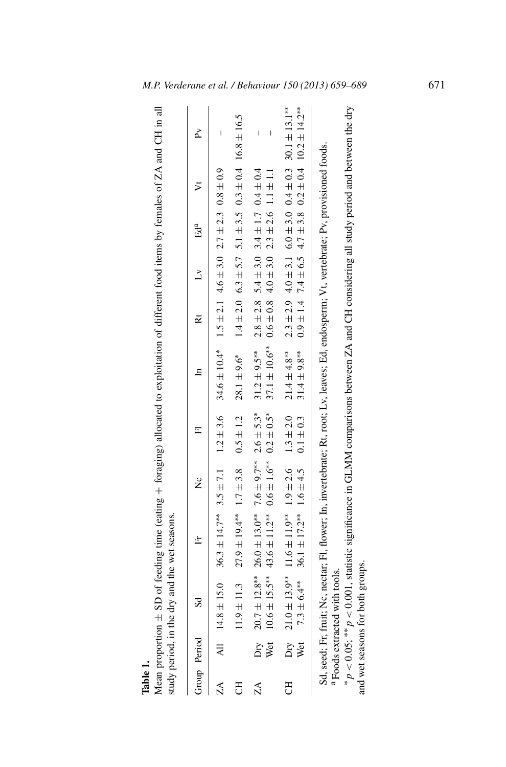**Table 1.**

Mean proportion ± SD of feeding time (eating + foraging) allocated to exploitation of different food items by females of ZA and CH in all study period, in the dry and the wet seasons.

| Group | Period | Sd | Fr | Nc | Fl | In | Rt | Lv | Ed[a] | Vt | Pv |
|---|---|---|---|---|---|---|---|---|---|---|---|
| ZA | All | $14.8 \pm 15.0$ | $36.3 \pm 14.7^{**}$ | $3.5 \pm 7.1$ | $1.2 \pm 3.6$ | $34.6 \pm 10.4^{*}$ | $1.5 \pm 2.1$ | $4.6 \pm 3.0$ | $2.7 \pm 2.3$ | $0.8 \pm 0.9$ | – |
| CH | | $11.9 \pm 11.3$ | $27.9 \pm 19.4^{**}$ | $1.7 \pm 3.8$ | $0.5 \pm 1.2$ | $28.1 \pm 9.6^{*}$ | $1.4 \pm 2.0$ | $6.3 \pm 5.7$ | $5.1 \pm 3.5$ | $0.3 \pm 0.4$ | $16.8 \pm 16.5$ |
| ZA | Dry | $20.7 \pm 12.8^{**}$ | $26.0 \pm 13.0^{**}$ | $7.6 \pm 9.7^{**}$ | $2.6 \pm 5.3^{*}$ | $31.2 \pm 9.5^{**}$ | $2.8 \pm 2.8$ | $5.4 \pm 3.0$ | $3.4 \pm 1.7$ | $0.4 \pm 0.4$ | – |
| | Wet | $10.6 \pm 15.5^{**}$ | $43.6 \pm 11.2^{**}$ | $0.6 \pm 1.6^{**}$ | $0.2 \pm 0.5^{*}$ | $37.1 \pm 10.6^{**}$ | $0.6 \pm 0.8$ | $4.0 \pm 3.0$ | $2.3 \pm 2.6$ | $1.1 \pm 1.1$ | – |
| CH | Dry | $21.0 \pm 13.9^{**}$ | $11.6 \pm 11.9^{**}$ | $1.9 \pm 2.6$ | $1.3 \pm 2.0$ | $21.4 \pm 4.8^{**}$ | $2.3 \pm 2.9$ | $4.0 \pm 3.1$ | $6.0 \pm 3.0$ | $0.4 \pm 0.3$ | $30.1 \pm 13.1^{**}$ |
| | Wet | $7.3 \pm 6.4^{**}$ | $36.1 \pm 17.2^{**}$ | $1.6 \pm 4.5$ | $0.1 \pm 0.3$ | $31.4 \pm 9.8^{**}$ | $0.9 \pm 1.4$ | $7.4 \pm 6.5$ | $4.7 \pm 3.8$ | $0.2 \pm 0.4$ | $10.2 \pm 14.2^{**}$ |

Sd, seed; Fr, fruit; Nc, nectar; Fl, flower; In, invertebrate; Rt, root; Lv, leaves; Ed, endosperm; Vt, vertebrate; Pv, provisioned foods.

[a] Foods extracted with tools.

$^{*}p < 0.05$; $^{**}p < 0.001$, statistic significance in GLMM comparisons between ZA and CH considering all study period and between the dry and wet seasons for both groups.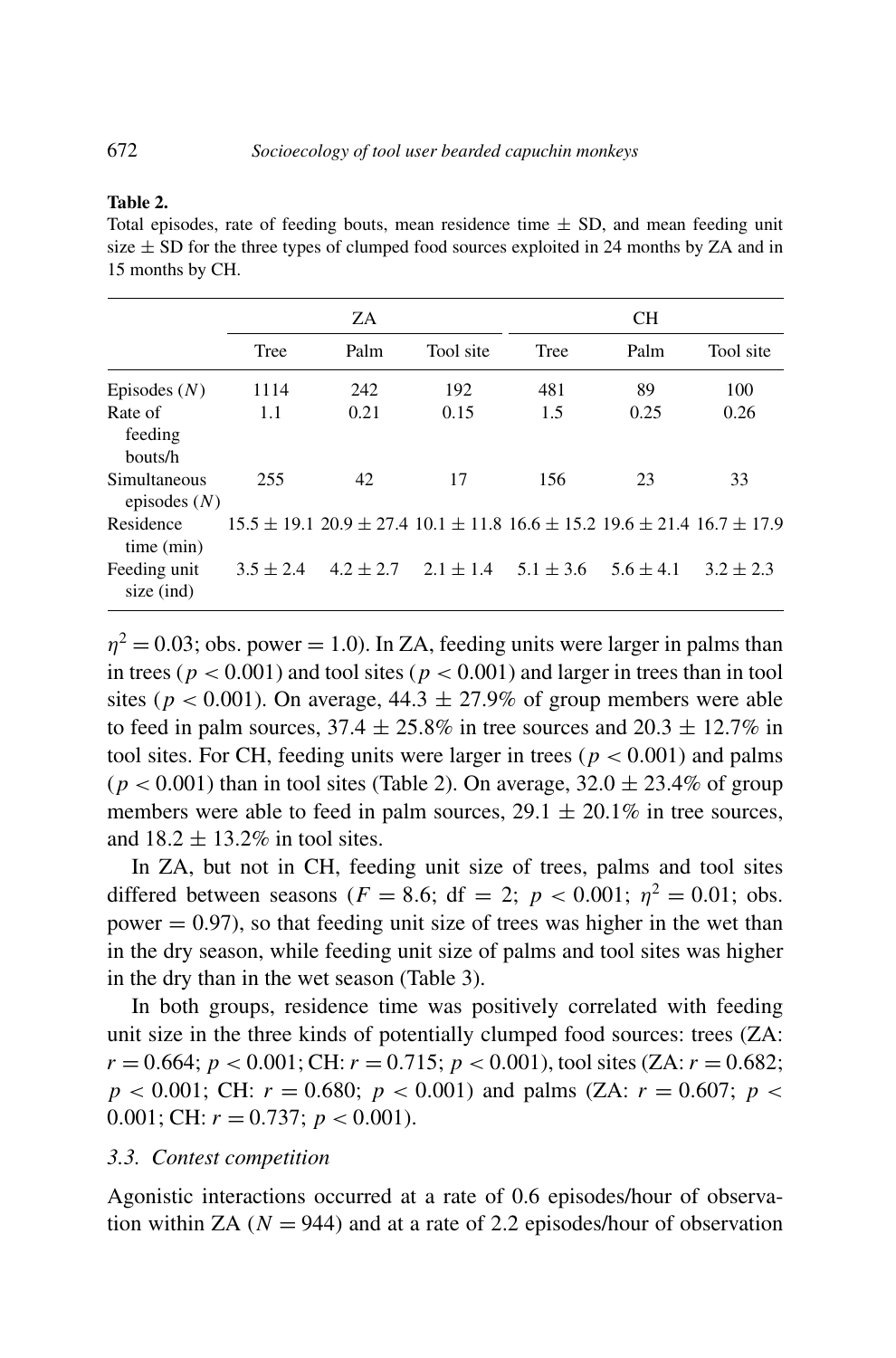**Table 2.**
Total episodes, rate of feeding bouts, mean residence time ± SD, and mean feeding unit size ± SD for the three types of clumped food sources exploited in 24 months by ZA and in 15 months by CH.

| | ZA | | | CH | | |
|---|---|---|---|---|---|---|
| | Tree | Palm | Tool site | Tree | Palm | Tool site |
| Episodes ($N$) | 1114 | 242 | 192 | 481 | 89 | 100 |
| Rate of feeding bouts/h | 1.1 | 0.21 | 0.15 | 1.5 | 0.25 | 0.26 |
| Simultaneous episodes ($N$) | 255 | 42 | 17 | 156 | 23 | 33 |
| Residence time (min) | 15.5 ± 19.1 | 20.9 ± 27.4 | 10.1 ± 11.8 | 16.6 ± 15.2 | 19.6 ± 21.4 | 16.7 ± 17.9 |
| Feeding unit size (ind) | 3.5 ± 2.4 | 4.2 ± 2.7 | 2.1 ± 1.4 | 5.1 ± 3.6 | 5.6 ± 4.1 | 3.2 ± 2.3 |

$\eta^2 = 0.03$; obs. power = 1.0). In ZA, feeding units were larger in palms than in trees ($p < 0.001$) and tool sites ($p < 0.001$) and larger in trees than in tool sites ($p < 0.001$). On average, 44.3 ± 27.9% of group members were able to feed in palm sources, 37.4 ± 25.8% in tree sources and 20.3 ± 12.7% in tool sites. For CH, feeding units were larger in trees ($p < 0.001$) and palms ($p < 0.001$) than in tool sites (Table 2). On average, 32.0 ± 23.4% of group members were able to feed in palm sources, 29.1 ± 20.1% in tree sources, and 18.2 ± 13.2% in tool sites.

In ZA, but not in CH, feeding unit size of trees, palms and tool sites differed between seasons ($F = 8.6$; df = 2; $p < 0.001$; $\eta^2 = 0.01$; obs. power = 0.97), so that feeding unit size of trees was higher in the wet than in the dry season, while feeding unit size of palms and tool sites was higher in the dry than in the wet season (Table 3).

In both groups, residence time was positively correlated with feeding unit size in the three kinds of potentially clumped food sources: trees (ZA: $r = 0.664$; $p < 0.001$; CH: $r = 0.715$; $p < 0.001$), tool sites (ZA: $r = 0.682$; $p < 0.001$; CH: $r = 0.680$; $p < 0.001$) and palms (ZA: $r = 0.607$; $p < 0.001$; CH: $r = 0.737$; $p < 0.001$).

### *3.3. Contest competition*

Agonistic interactions occurred at a rate of 0.6 episodes/hour of observation within ZA ($N = 944$) and at a rate of 2.2 episodes/hour of observation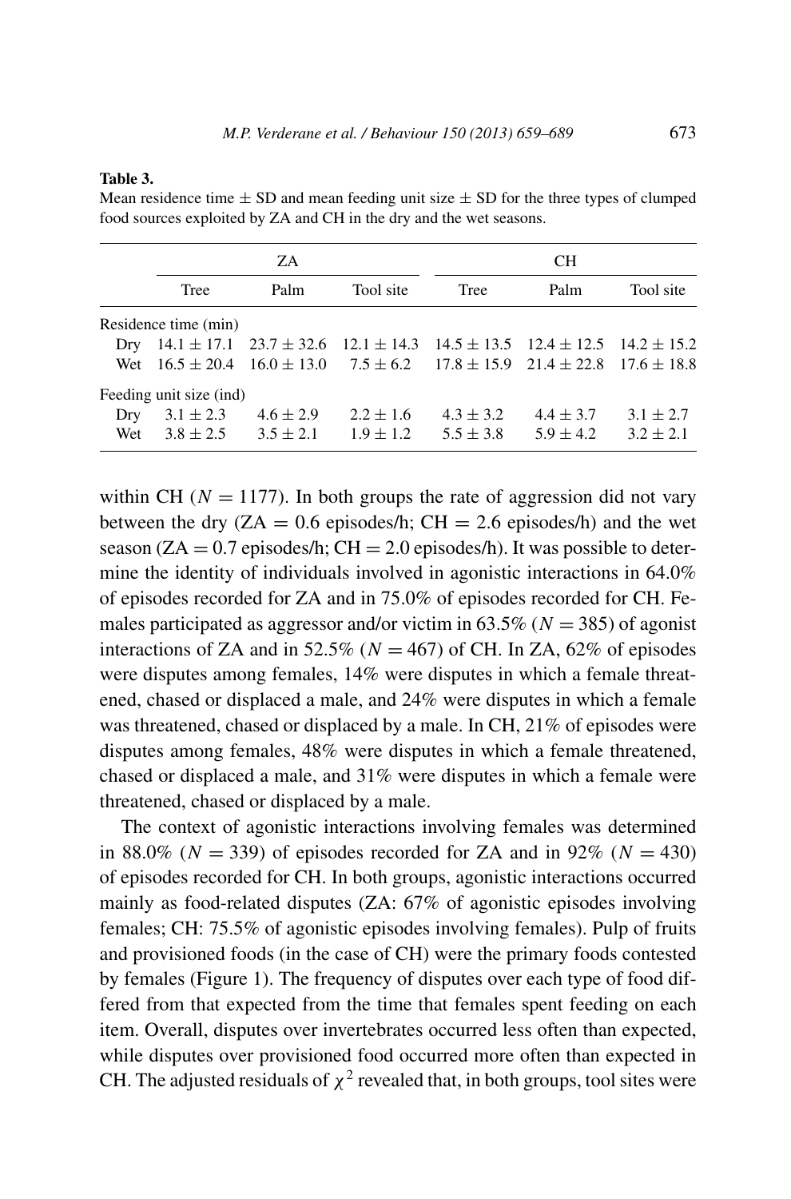**Table 3.**
Mean residence time ± SD and mean feeding unit size ± SD for the three types of clumped food sources exploited by ZA and CH in the dry and the wet seasons.

| | ZA | | | CH | | |
|---|---|---|---|---|---|---|
| | Tree | Palm | Tool site | Tree | Palm | Tool site |
| Residence time (min) | | | | | | |
| Dry | 14.1 ± 17.1 | 23.7 ± 32.6 | 12.1 ± 14.3 | 14.5 ± 13.5 | 12.4 ± 12.5 | 14.2 ± 15.2 |
| Wet | 16.5 ± 20.4 | 16.0 ± 13.0 | 7.5 ± 6.2 | 17.8 ± 15.9 | 21.4 ± 22.8 | 17.6 ± 18.8 |
| Feeding unit size (ind) | | | | | | |
| Dry | 3.1 ± 2.3 | 4.6 ± 2.9 | 2.2 ± 1.6 | 4.3 ± 3.2 | 4.4 ± 3.7 | 3.1 ± 2.7 |
| Wet | 3.8 ± 2.5 | 3.5 ± 2.1 | 1.9 ± 1.2 | 5.5 ± 3.8 | 5.9 ± 4.2 | 3.2 ± 2.1 |

within CH ($N = 1177$). In both groups the rate of aggression did not vary between the dry (ZA = 0.6 episodes/h; CH = 2.6 episodes/h) and the wet season (ZA = 0.7 episodes/h; CH = 2.0 episodes/h). It was possible to determine the identity of individuals involved in agonistic interactions in 64.0% of episodes recorded for ZA and in 75.0% of episodes recorded for CH. Females participated as aggressor and/or victim in 63.5% ($N = 385$) of agonist interactions of ZA and in 52.5% ($N = 467$) of CH. In ZA, 62% of episodes were disputes among females, 14% were disputes in which a female threatened, chased or displaced a male, and 24% were disputes in which a female was threatened, chased or displaced by a male. In CH, 21% of episodes were disputes among females, 48% were disputes in which a female threatened, chased or displaced a male, and 31% were disputes in which a female were threatened, chased or displaced by a male.

The context of agonistic interactions involving females was determined in 88.0% ($N = 339$) of episodes recorded for ZA and in 92% ($N = 430$) of episodes recorded for CH. In both groups, agonistic interactions occurred mainly as food-related disputes (ZA: 67% of agonistic episodes involving females; CH: 75.5% of agonistic episodes involving females). Pulp of fruits and provisioned foods (in the case of CH) were the primary foods contested by females (Figure 1). The frequency of disputes over each type of food differed from that expected from the time that females spent feeding on each item. Overall, disputes over invertebrates occurred less often than expected, while disputes over provisioned food occurred more often than expected in CH. The adjusted residuals of $\chi^2$ revealed that, in both groups, tool sites were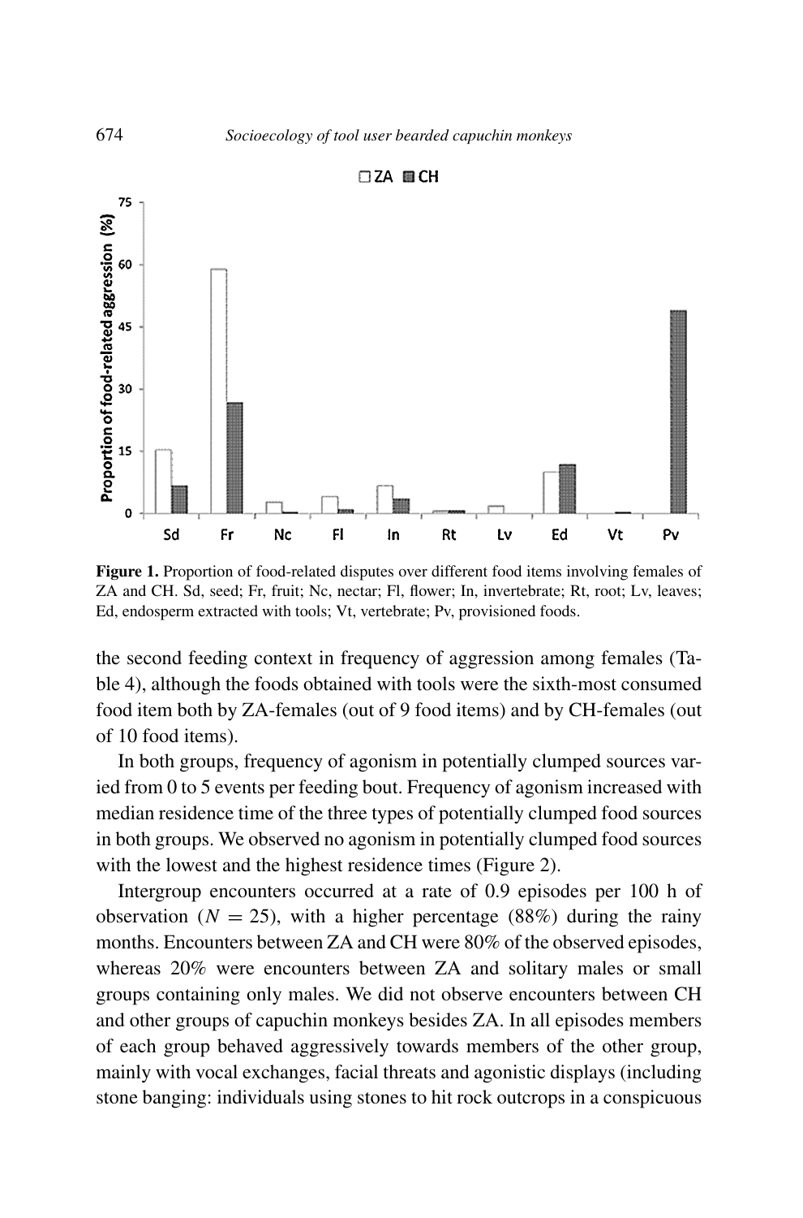**Figure 1.** Proportion of food-related disputes over different food items involving females of ZA and CH. Sd, seed; Fr, fruit; Nc, nectar; Fl, flower; In, invertebrate; Rt, root; Lv, leaves; Ed, endosperm extracted with tools; Vt, vertebrate; Pv, provisioned foods.

the second feeding context in frequency of aggression among females (Table 4), although the foods obtained with tools were the sixth-most consumed food item both by ZA-females (out of 9 food items) and by CH-females (out of 10 food items).

In both groups, frequency of agonism in potentially clumped sources varied from 0 to 5 events per feeding bout. Frequency of agonism increased with median residence time of the three types of potentially clumped food sources in both groups. We observed no agonism in potentially clumped food sources with the lowest and the highest residence times (Figure 2).

Intergroup encounters occurred at a rate of 0.9 episodes per 100 h of observation ($N = 25$), with a higher percentage (88%) during the rainy months. Encounters between ZA and CH were 80% of the observed episodes, whereas 20% were encounters between ZA and solitary males or small groups containing only males. We did not observe encounters between CH and other groups of capuchin monkeys besides ZA. In all episodes members of each group behaved aggressively towards members of the other group, mainly with vocal exchanges, facial threats and agonistic displays (including stone banging: individuals using stones to hit rock outcrops in a conspicuous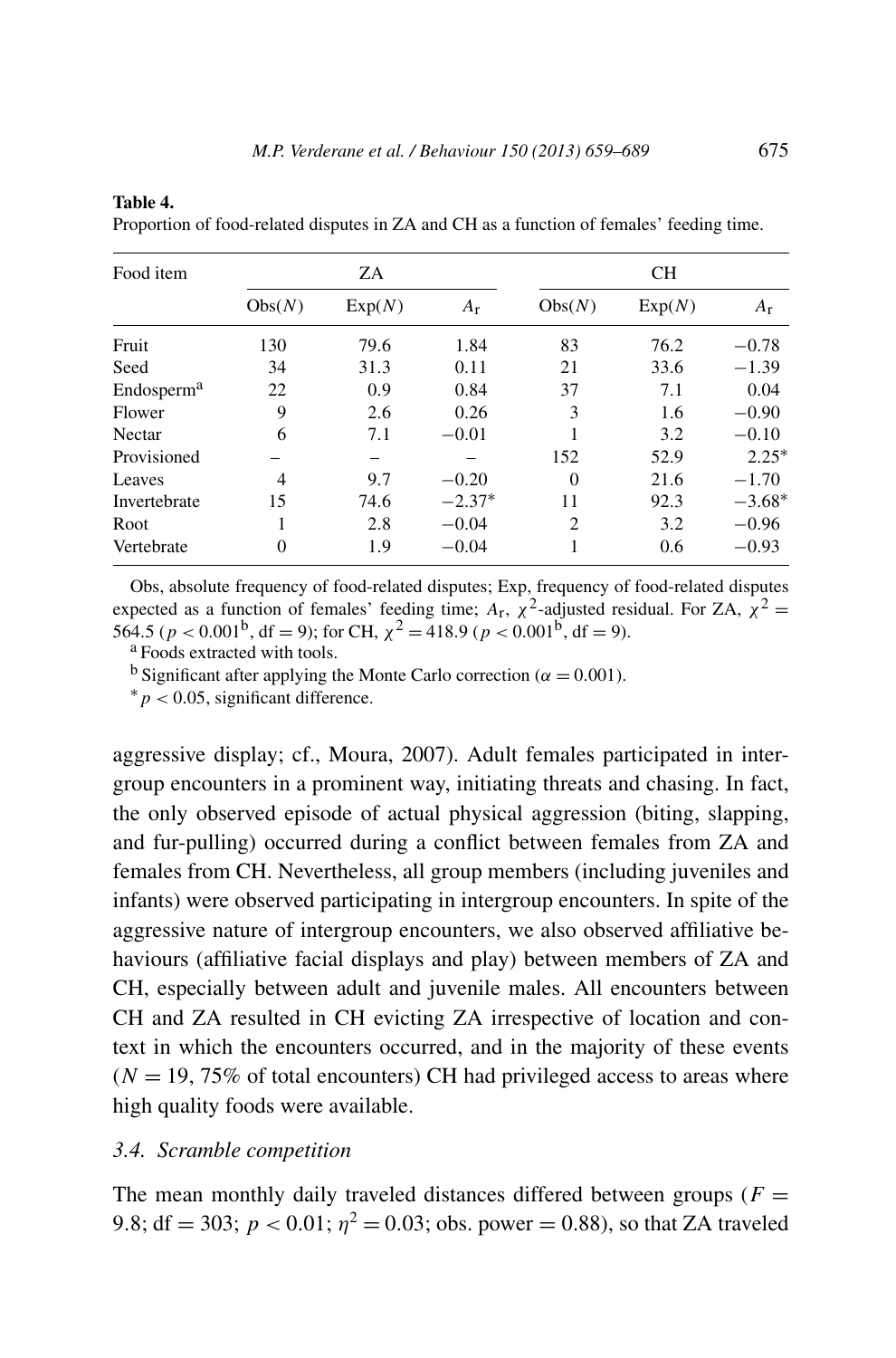**Table 4.**
Proportion of food-related disputes in ZA and CH as a function of females' feeding time.

| Food item | ZA | | | CH | | |
|---|---|---|---|---|---|---|
| | Obs($N$) | Exp($N$) | $A_r$ | Obs($N$) | Exp($N$) | $A_r$ |
| Fruit | 130 | 79.6 | 1.84 | 83 | 76.2 | −0.78 |
| Seed | 34 | 31.3 | 0.11 | 21 | 33.6 | −1.39 |
| Endosperm[a] | 22 | 0.9 | 0.84 | 37 | 7.1 | 0.04 |
| Flower | 9 | 2.6 | 0.26 | 3 | 1.6 | −0.90 |
| Nectar | 6 | 7.1 | −0.01 | 1 | 3.2 | −0.10 |
| Provisioned | – | – | – | 152 | 52.9 | 2.25* |
| Leaves | 4 | 9.7 | −0.20 | 0 | 21.6 | −1.70 |
| Invertebrate | 15 | 74.6 | −2.37* | 11 | 92.3 | −3.68* |
| Root | 1 | 2.8 | −0.04 | 2 | 3.2 | −0.96 |
| Vertebrate | 0 | 1.9 | −0.04 | 1 | 0.6 | −0.93 |

Obs, absolute frequency of food-related disputes; Exp, frequency of food-related disputes expected as a function of females' feeding time; $A_r$, $\chi^2$-adjusted residual. For ZA, $\chi^2 = 564.5$ ($p < 0.001$[b], df = 9); for CH, $\chi^2 = 418.9$ ($p < 0.001$[b], df = 9).

[a] Foods extracted with tools.

[b] Significant after applying the Monte Carlo correction ($\alpha = 0.001$).

* $p < 0.05$, significant difference.

aggressive display; cf., Moura, 2007). Adult females participated in intergroup encounters in a prominent way, initiating threats and chasing. In fact, the only observed episode of actual physical aggression (biting, slapping, and fur-pulling) occurred during a conflict between females from ZA and females from CH. Nevertheless, all group members (including juveniles and infants) were observed participating in intergroup encounters. In spite of the aggressive nature of intergroup encounters, we also observed affiliative behaviours (affiliative facial displays and play) between members of ZA and CH, especially between adult and juvenile males. All encounters between CH and ZA resulted in CH evicting ZA irrespective of location and context in which the encounters occurred, and in the majority of these events ($N = 19$, 75% of total encounters) CH had privileged access to areas where high quality foods were available.

### *3.4. Scramble competition*

The mean monthly daily traveled distances differed between groups ($F = 9.8$; df = 303; $p < 0.01$; $\eta^2 = 0.03$; obs. power = 0.88), so that ZA traveled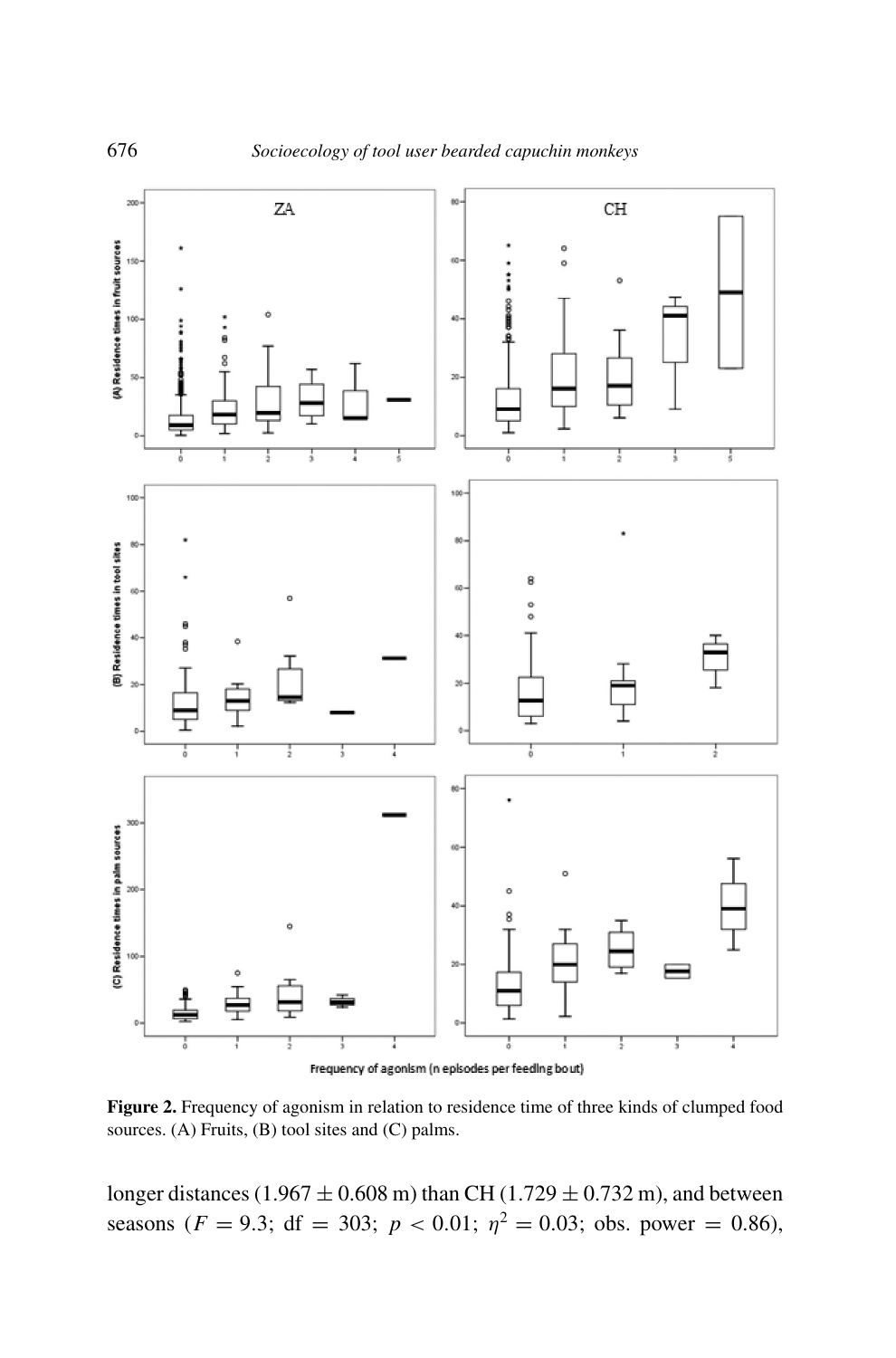**Figure 2.** Frequency of agonism in relation to residence time of three kinds of clumped food sources. (A) Fruits, (B) tool sites and (C) palms.

longer distances ($1.967 \pm 0.608$ m) than CH ($1.729 \pm 0.732$ m), and between seasons ($F = 9.3$; df $= 303$; $p < 0.01$; $\eta^2 = 0.03$; obs. power $= 0.86$),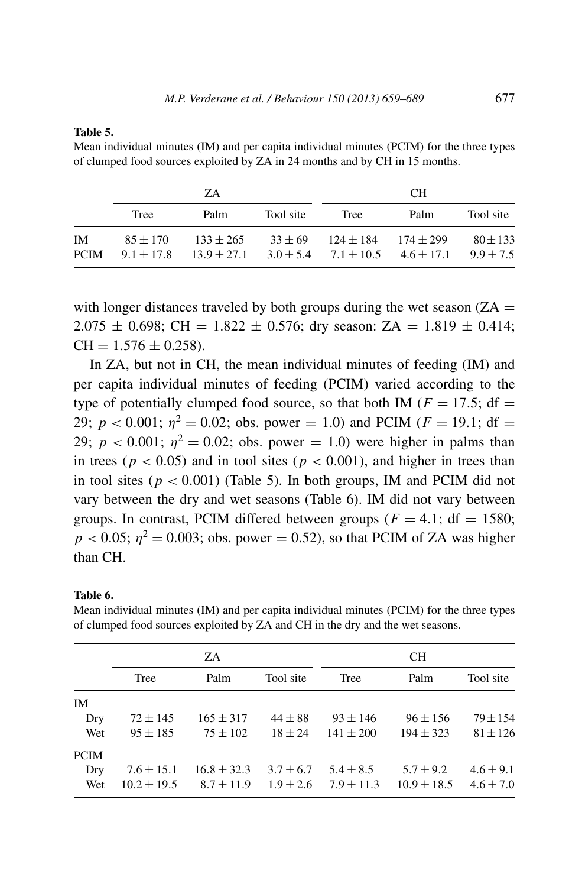**Table 5.**
Mean individual minutes (IM) and per capita individual minutes (PCIM) for the three types of clumped food sources exploited by ZA in 24 months and by CH in 15 months.

| | ZA | | | CH | | |
|---|---|---|---|---|---|---|
| | Tree | Palm | Tool site | Tree | Palm | Tool site |
| IM | $85 \pm 170$ | $133 \pm 265$ | $33 \pm 69$ | $124 \pm 184$ | $174 \pm 299$ | $80 \pm 133$ |
| PCIM | $9.1 \pm 17.8$ | $13.9 \pm 27.1$ | $3.0 \pm 5.4$ | $7.1 \pm 10.5$ | $4.6 \pm 17.1$ | $9.9 \pm 7.5$ |

with longer distances traveled by both groups during the wet season (ZA $= 2.075 \pm 0.698$; CH $= 1.822 \pm 0.576$; dry season: ZA $= 1.819 \pm 0.414$; CH $= 1.576 \pm 0.258$).

In ZA, but not in CH, the mean individual minutes of feeding (IM) and per capita individual minutes of feeding (PCIM) varied according to the type of potentially clumped food source, so that both IM ($F = 17.5$; df $=$ 29; $p < 0.001$; $\eta^2 = 0.02$; obs. power $= 1.0$) and PCIM ($F = 19.1$; df $=$ 29; $p < 0.001$; $\eta^2 = 0.02$; obs. power $= 1.0$) were higher in palms than in trees ($p < 0.05$) and in tool sites ($p < 0.001$), and higher in trees than in tool sites ($p < 0.001$) (Table 5). In both groups, IM and PCIM did not vary between the dry and wet seasons (Table 6). IM did not vary between groups. In contrast, PCIM differed between groups ($F = 4.1$; df $= 1580$; $p < 0.05$; $\eta^2 = 0.003$; obs. power $= 0.52$), so that PCIM of ZA was higher than CH.

**Table 6.**
Mean individual minutes (IM) and per capita individual minutes (PCIM) for the three types of clumped food sources exploited by ZA and CH in the dry and the wet seasons.

| | ZA | | | CH | | |
|---|---|---|---|---|---|---|
| | Tree | Palm | Tool site | Tree | Palm | Tool site |
| IM | | | | | | |
| Dry | $72 \pm 145$ | $165 \pm 317$ | $44 \pm 88$ | $93 \pm 146$ | $96 \pm 156$ | $79 \pm 154$ |
| Wet | $95 \pm 185$ | $75 \pm 102$ | $18 \pm 24$ | $141 \pm 200$ | $194 \pm 323$ | $81 \pm 126$ |
| PCIM | | | | | | |
| Dry | $7.6 \pm 15.1$ | $16.8 \pm 32.3$ | $3.7 \pm 6.7$ | $5.4 \pm 8.5$ | $5.7 \pm 9.2$ | $4.6 \pm 9.1$ |
| Wet | $10.2 \pm 19.5$ | $8.7 \pm 11.9$ | $1.9 \pm 2.6$ | $7.9 \pm 11.3$ | $10.9 \pm 18.5$ | $4.6 \pm 7.0$ |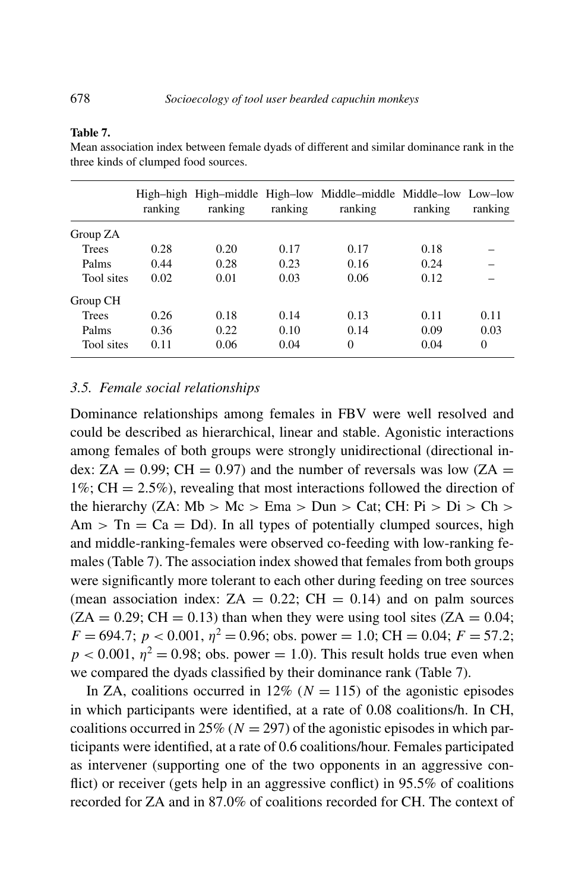**Table 7.**
Mean association index between female dyads of different and similar dominance rank in the three kinds of clumped food sources.

| | High–high ranking | High–middle ranking | High–low ranking | Middle–middle ranking | Middle–low ranking | Low–low ranking |
|---|---|---|---|---|---|---|
| Group ZA | | | | | | |
| Trees | 0.28 | 0.20 | 0.17 | 0.17 | 0.18 | – |
| Palms | 0.44 | 0.28 | 0.23 | 0.16 | 0.24 | – |
| Tool sites | 0.02 | 0.01 | 0.03 | 0.06 | 0.12 | – |
| Group CH | | | | | | |
| Trees | 0.26 | 0.18 | 0.14 | 0.13 | 0.11 | 0.11 |
| Palms | 0.36 | 0.22 | 0.10 | 0.14 | 0.09 | 0.03 |
| Tool sites | 0.11 | 0.06 | 0.04 | 0 | 0.04 | 0 |

### *3.5. Female social relationships*

Dominance relationships among females in FBV were well resolved and could be described as hierarchical, linear and stable. Agonistic interactions among females of both groups were strongly unidirectional (directional index: ZA = 0.99; CH = 0.97) and the number of reversals was low (ZA = 1%; CH = 2.5%), revealing that most interactions followed the direction of the hierarchy (ZA: Mb > Mc > Ema > Dun > Cat; CH: Pi > Di > Ch > Am > Tn = Ca = Dd). In all types of potentially clumped sources, high and middle-ranking-females were observed co-feeding with low-ranking females (Table 7). The association index showed that females from both groups were significantly more tolerant to each other during feeding on tree sources (mean association index: ZA = 0.22; CH = 0.14) and on palm sources (ZA = 0.29; CH = 0.13) than when they were using tool sites (ZA = 0.04; $F = 694.7$; $p < 0.001$, $\eta^2 = 0.96$; obs. power = 1.0; CH = 0.04; $F = 57.2$; $p < 0.001$, $\eta^2 = 0.98$; obs. power = 1.0). This result holds true even when we compared the dyads classified by their dominance rank (Table 7).

In ZA, coalitions occurred in 12% ($N = 115$) of the agonistic episodes in which participants were identified, at a rate of 0.08 coalitions/h. In CH, coalitions occurred in 25% ($N = 297$) of the agonistic episodes in which participants were identified, at a rate of 0.6 coalitions/hour. Females participated as intervener (supporting one of the two opponents in an aggressive conflict) or receiver (gets help in an aggressive conflict) in 95.5% of coalitions recorded for ZA and in 87.0% of coalitions recorded for CH. The context of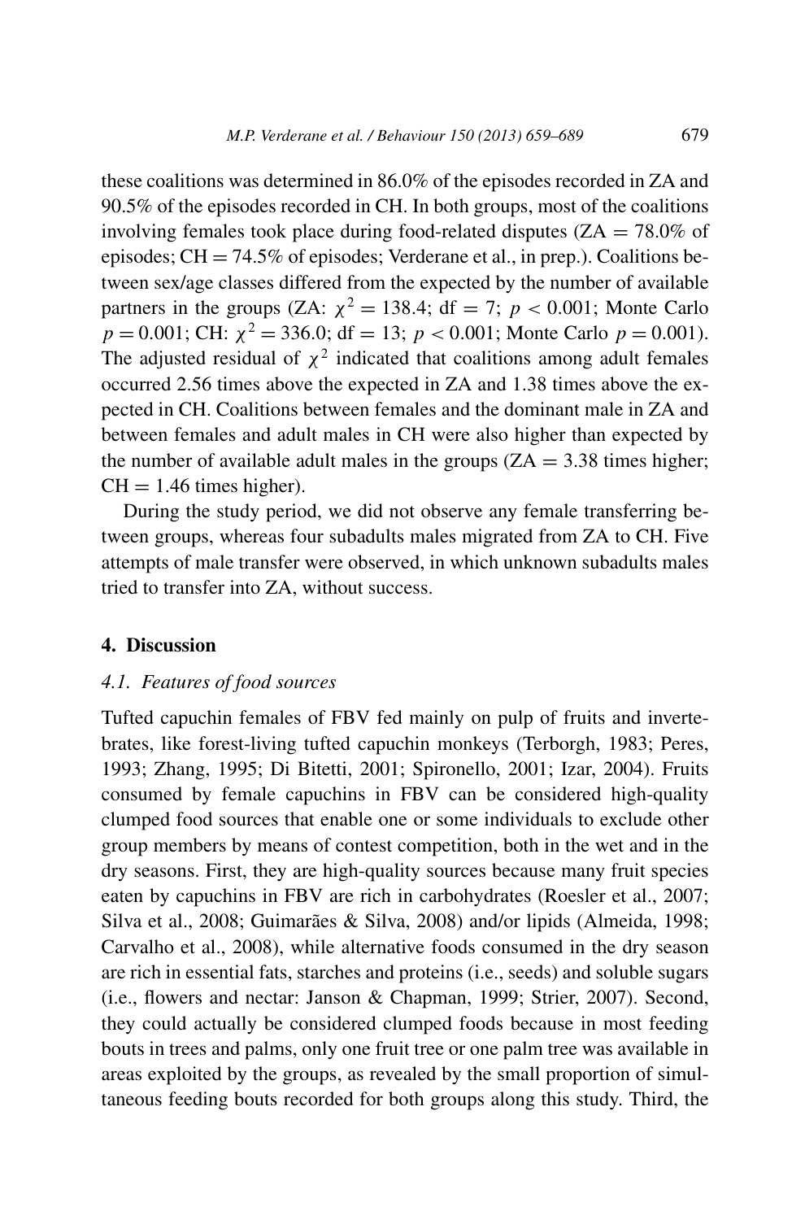these coalitions was determined in 86.0% of the episodes recorded in ZA and 90.5% of the episodes recorded in CH. In both groups, most of the coalitions involving females took place during food-related disputes (ZA = 78.0% of episodes; CH = 74.5% of episodes; Verderane et al., in prep.). Coalitions between sex/age classes differed from the expected by the number of available partners in the groups (ZA: $\chi^2 = 138.4$; df = 7; $p < 0.001$; Monte Carlo $p = 0.001$; CH: $\chi^2 = 336.0$; df = 13; $p < 0.001$; Monte Carlo $p = 0.001$). The adjusted residual of $\chi^2$ indicated that coalitions among adult females occurred 2.56 times above the expected in ZA and 1.38 times above the expected in CH. Coalitions between females and the dominant male in ZA and between females and adult males in CH were also higher than expected by the number of available adult males in the groups (ZA = 3.38 times higher; CH = 1.46 times higher).

During the study period, we did not observe any female transferring between groups, whereas four subadults males migrated from ZA to CH. Five attempts of male transfer were observed, in which unknown subadults males tried to transfer into ZA, without success.

## 4. Discussion

### *4.1. Features of food sources*

Tufted capuchin females of FBV fed mainly on pulp of fruits and invertebrates, like forest-living tufted capuchin monkeys (Terborgh, 1983; Peres, 1993; Zhang, 1995; Di Bitetti, 2001; Spironello, 2001; Izar, 2004). Fruits consumed by female capuchins in FBV can be considered high-quality clumped food sources that enable one or some individuals to exclude other group members by means of contest competition, both in the wet and in the dry seasons. First, they are high-quality sources because many fruit species eaten by capuchins in FBV are rich in carbohydrates (Roesler et al., 2007; Silva et al., 2008; Guimarães & Silva, 2008) and/or lipids (Almeida, 1998; Carvalho et al., 2008), while alternative foods consumed in the dry season are rich in essential fats, starches and proteins (i.e., seeds) and soluble sugars (i.e., flowers and nectar: Janson & Chapman, 1999; Strier, 2007). Second, they could actually be considered clumped foods because in most feeding bouts in trees and palms, only one fruit tree or one palm tree was available in areas exploited by the groups, as revealed by the small proportion of simultaneous feeding bouts recorded for both groups along this study. Third, the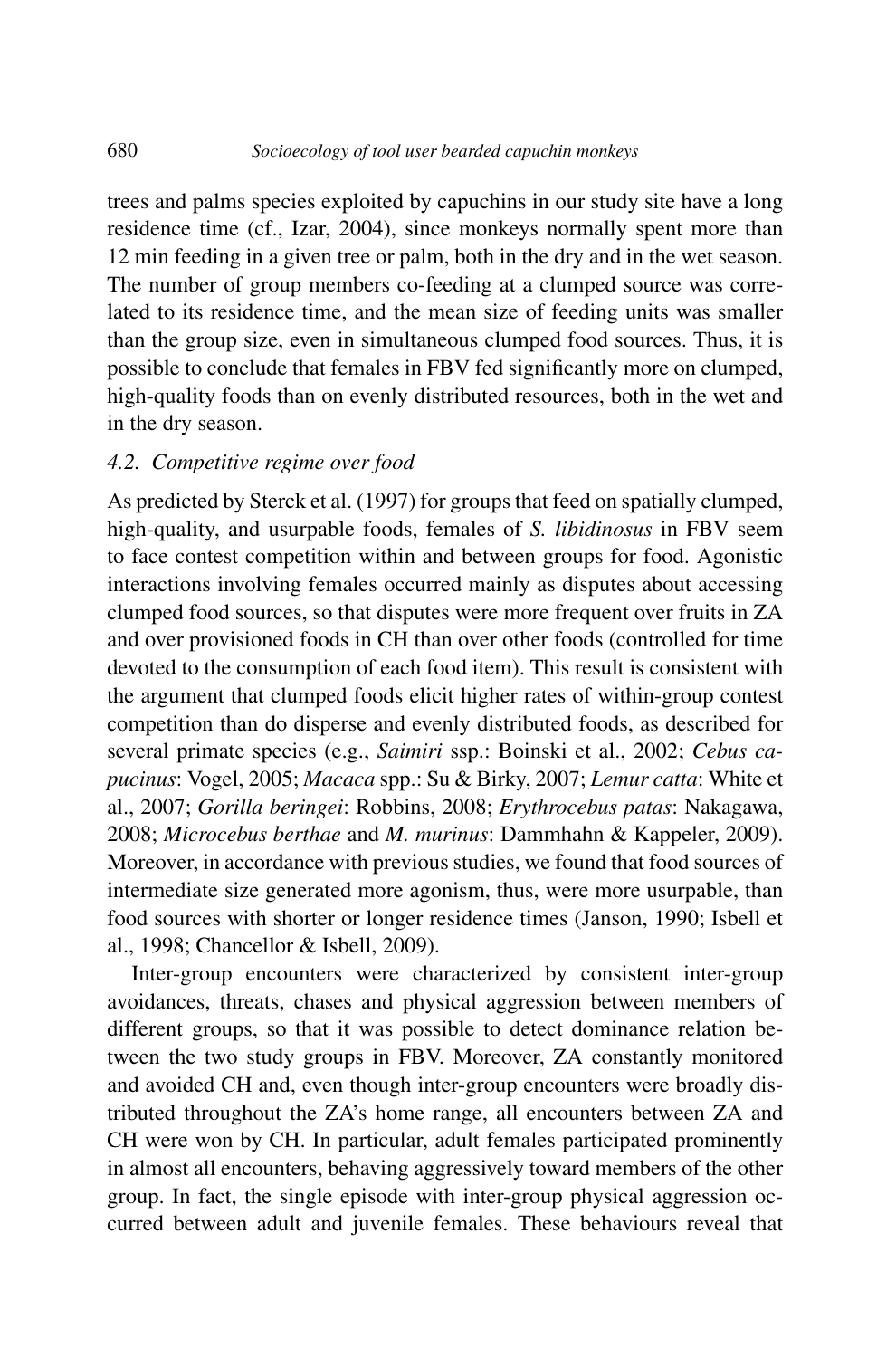trees and palms species exploited by capuchins in our study site have a long residence time (cf., Izar, 2004), since monkeys normally spent more than 12 min feeding in a given tree or palm, both in the dry and in the wet season. The number of group members co-feeding at a clumped source was correlated to its residence time, and the mean size of feeding units was smaller than the group size, even in simultaneous clumped food sources. Thus, it is possible to conclude that females in FBV fed significantly more on clumped, high-quality foods than on evenly distributed resources, both in the wet and in the dry season.

### 4.2. Competitive regime over food

As predicted by Sterck et al. (1997) for groups that feed on spatially clumped, high-quality, and usurpable foods, females of *S. libidinosus* in FBV seem to face contest competition within and between groups for food. Agonistic interactions involving females occurred mainly as disputes about accessing clumped food sources, so that disputes were more frequent over fruits in ZA and over provisioned foods in CH than over other foods (controlled for time devoted to the consumption of each food item). This result is consistent with the argument that clumped foods elicit higher rates of within-group contest competition than do disperse and evenly distributed foods, as described for several primate species (e.g., *Saimiri* ssp.: Boinski et al., 2002; *Cebus capucinus*: Vogel, 2005; *Macaca* spp.: Su & Birky, 2007; *Lemur catta*: White et al., 2007; *Gorilla beringei*: Robbins, 2008; *Erythrocebus patas*: Nakagawa, 2008; *Microcebus berthae* and *M. murinus*: Dammhahn & Kappeler, 2009). Moreover, in accordance with previous studies, we found that food sources of intermediate size generated more agonism, thus, were more usurpable, than food sources with shorter or longer residence times (Janson, 1990; Isbell et al., 1998; Chancellor & Isbell, 2009).

Inter-group encounters were characterized by consistent inter-group avoidances, threats, chases and physical aggression between members of different groups, so that it was possible to detect dominance relation between the two study groups in FBV. Moreover, ZA constantly monitored and avoided CH and, even though inter-group encounters were broadly distributed throughout the ZA's home range, all encounters between ZA and CH were won by CH. In particular, adult females participated prominently in almost all encounters, behaving aggressively toward members of the other group. In fact, the single episode with inter-group physical aggression occurred between adult and juvenile females. These behaviours reveal that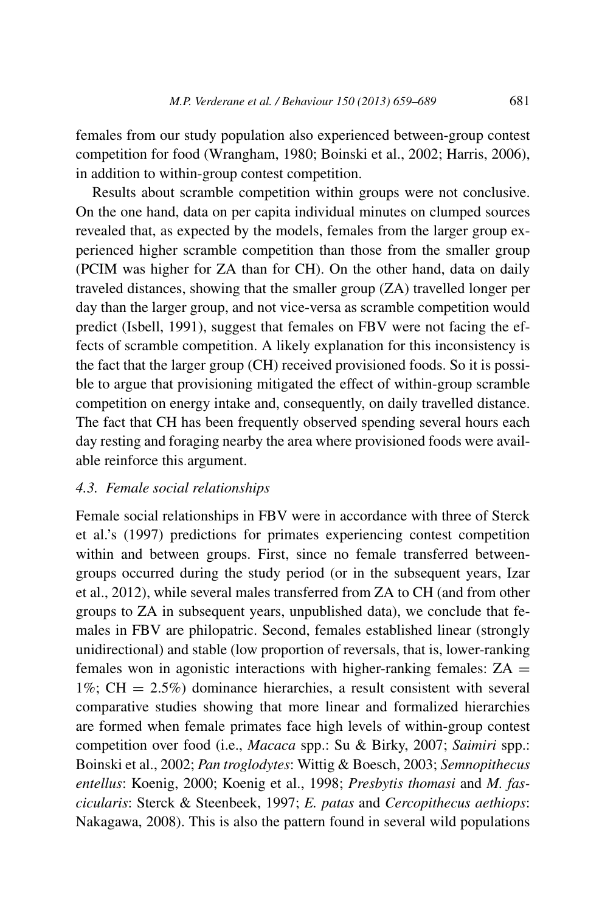females from our study population also experienced between-group contest competition for food (Wrangham, 1980; Boinski et al., 2002; Harris, 2006), in addition to within-group contest competition.

Results about scramble competition within groups were not conclusive. On the one hand, data on per capita individual minutes on clumped sources revealed that, as expected by the models, females from the larger group experienced higher scramble competition than those from the smaller group (PCIM was higher for ZA than for CH). On the other hand, data on daily traveled distances, showing that the smaller group (ZA) travelled longer per day than the larger group, and not vice-versa as scramble competition would predict (Isbell, 1991), suggest that females on FBV were not facing the effects of scramble competition. A likely explanation for this inconsistency is the fact that the larger group (CH) received provisioned foods. So it is possible to argue that provisioning mitigated the effect of within-group scramble competition on energy intake and, consequently, on daily travelled distance. The fact that CH has been frequently observed spending several hours each day resting and foraging nearby the area where provisioned foods were available reinforce this argument.

### *4.3. Female social relationships*

Female social relationships in FBV were in accordance with three of Sterck et al.'s (1997) predictions for primates experiencing contest competition within and between groups. First, since no female transferred between-groups occurred during the study period (or in the subsequent years, Izar et al., 2012), while several males transferred from ZA to CH (and from other groups to ZA in subsequent years, unpublished data), we conclude that females in FBV are philopatric. Second, females established linear (strongly unidirectional) and stable (low proportion of reversals, that is, lower-ranking females won in agonistic interactions with higher-ranking females: ZA = 1%; CH = 2.5%) dominance hierarchies, a result consistent with several comparative studies showing that more linear and formalized hierarchies are formed when female primates face high levels of within-group contest competition over food (i.e., *Macaca* spp.: Su & Birky, 2007; *Saimiri* spp.: Boinski et al., 2002; *Pan troglodytes*: Wittig & Boesch, 2003; *Semnopithecus entellus*: Koenig, 2000; Koenig et al., 1998; *Presbytis thomasi* and *M. fascicularis*: Sterck & Steenbeek, 1997; *E. patas* and *Cercopithecus aethiops*: Nakagawa, 2008). This is also the pattern found in several wild populations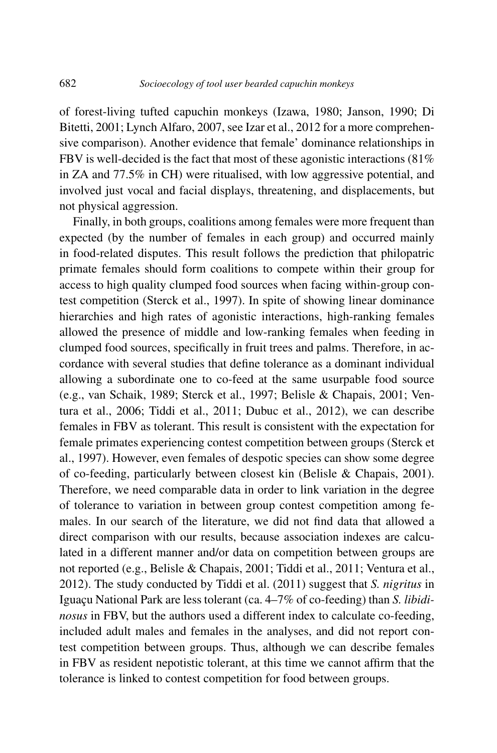of forest-living tufted capuchin monkeys (Izawa, 1980; Janson, 1990; Di Bitetti, 2001; Lynch Alfaro, 2007, see Izar et al., 2012 for a more comprehensive comparison). Another evidence that female' dominance relationships in FBV is well-decided is the fact that most of these agonistic interactions (81% in ZA and 77.5% in CH) were ritualised, with low aggressive potential, and involved just vocal and facial displays, threatening, and displacements, but not physical aggression.

Finally, in both groups, coalitions among females were more frequent than expected (by the number of females in each group) and occurred mainly in food-related disputes. This result follows the prediction that philopatric primate females should form coalitions to compete within their group for access to high quality clumped food sources when facing within-group contest competition (Sterck et al., 1997). In spite of showing linear dominance hierarchies and high rates of agonistic interactions, high-ranking females allowed the presence of middle and low-ranking females when feeding in clumped food sources, specifically in fruit trees and palms. Therefore, in accordance with several studies that define tolerance as a dominant individual allowing a subordinate one to co-feed at the same usurpable food source (e.g., van Schaik, 1989; Sterck et al., 1997; Belisle & Chapais, 2001; Ventura et al., 2006; Tiddi et al., 2011; Dubuc et al., 2012), we can describe females in FBV as tolerant. This result is consistent with the expectation for female primates experiencing contest competition between groups (Sterck et al., 1997). However, even females of despotic species can show some degree of co-feeding, particularly between closest kin (Belisle & Chapais, 2001). Therefore, we need comparable data in order to link variation in the degree of tolerance to variation in between group contest competition among females. In our search of the literature, we did not find data that allowed a direct comparison with our results, because association indexes are calculated in a different manner and/or data on competition between groups are not reported (e.g., Belisle & Chapais, 2001; Tiddi et al., 2011; Ventura et al., 2012). The study conducted by Tiddi et al. (2011) suggest that *S. nigritus* in Iguaçu National Park are less tolerant (ca. 4–7% of co-feeding) than *S. libidinosus* in FBV, but the authors used a different index to calculate co-feeding, included adult males and females in the analyses, and did not report contest competition between groups. Thus, although we can describe females in FBV as resident nepotistic tolerant, at this time we cannot affirm that the tolerance is linked to contest competition for food between groups.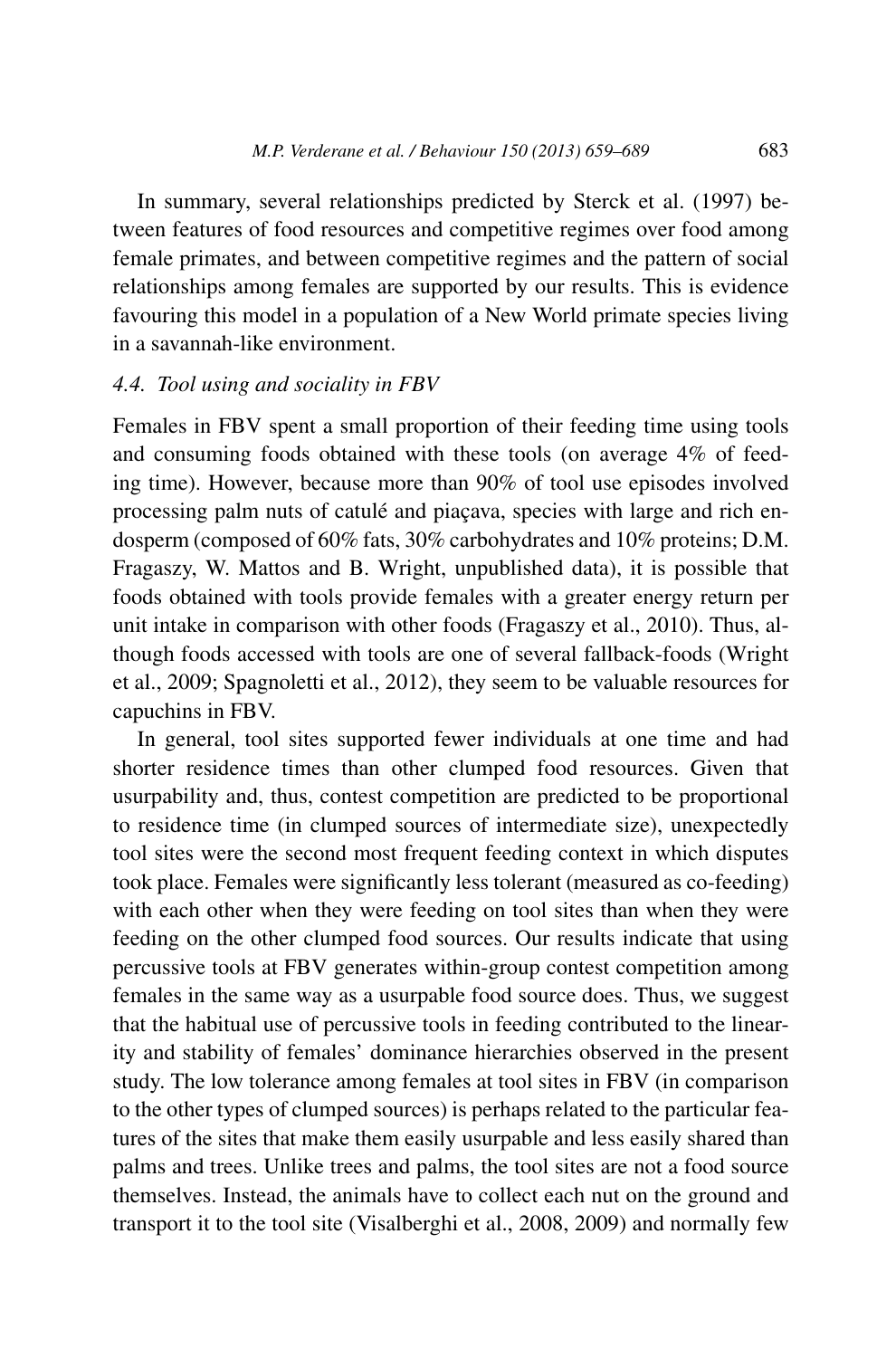In summary, several relationships predicted by Sterck et al. (1997) between features of food resources and competitive regimes over food among female primates, and between competitive regimes and the pattern of social relationships among females are supported by our results. This is evidence favouring this model in a population of a New World primate species living in a savannah-like environment.

### 4.4. *Tool using and sociality in FBV*

Females in FBV spent a small proportion of their feeding time using tools and consuming foods obtained with these tools (on average 4% of feeding time). However, because more than 90% of tool use episodes involved processing palm nuts of catulé and piaçava, species with large and rich endosperm (composed of 60% fats, 30% carbohydrates and 10% proteins; D.M. Fragaszy, W. Mattos and B. Wright, unpublished data), it is possible that foods obtained with tools provide females with a greater energy return per unit intake in comparison with other foods (Fragaszy et al., 2010). Thus, although foods accessed with tools are one of several fallback-foods (Wright et al., 2009; Spagnoletti et al., 2012), they seem to be valuable resources for capuchins in FBV.

In general, tool sites supported fewer individuals at one time and had shorter residence times than other clumped food resources. Given that usurpability and, thus, contest competition are predicted to be proportional to residence time (in clumped sources of intermediate size), unexpectedly tool sites were the second most frequent feeding context in which disputes took place. Females were significantly less tolerant (measured as co-feeding) with each other when they were feeding on tool sites than when they were feeding on the other clumped food sources. Our results indicate that using percussive tools at FBV generates within-group contest competition among females in the same way as a usurpable food source does. Thus, we suggest that the habitual use of percussive tools in feeding contributed to the linearity and stability of females' dominance hierarchies observed in the present study. The low tolerance among females at tool sites in FBV (in comparison to the other types of clumped sources) is perhaps related to the particular features of the sites that make them easily usurpable and less easily shared than palms and trees. Unlike trees and palms, the tool sites are not a food source themselves. Instead, the animals have to collect each nut on the ground and transport it to the tool site (Visalberghi et al., 2008, 2009) and normally few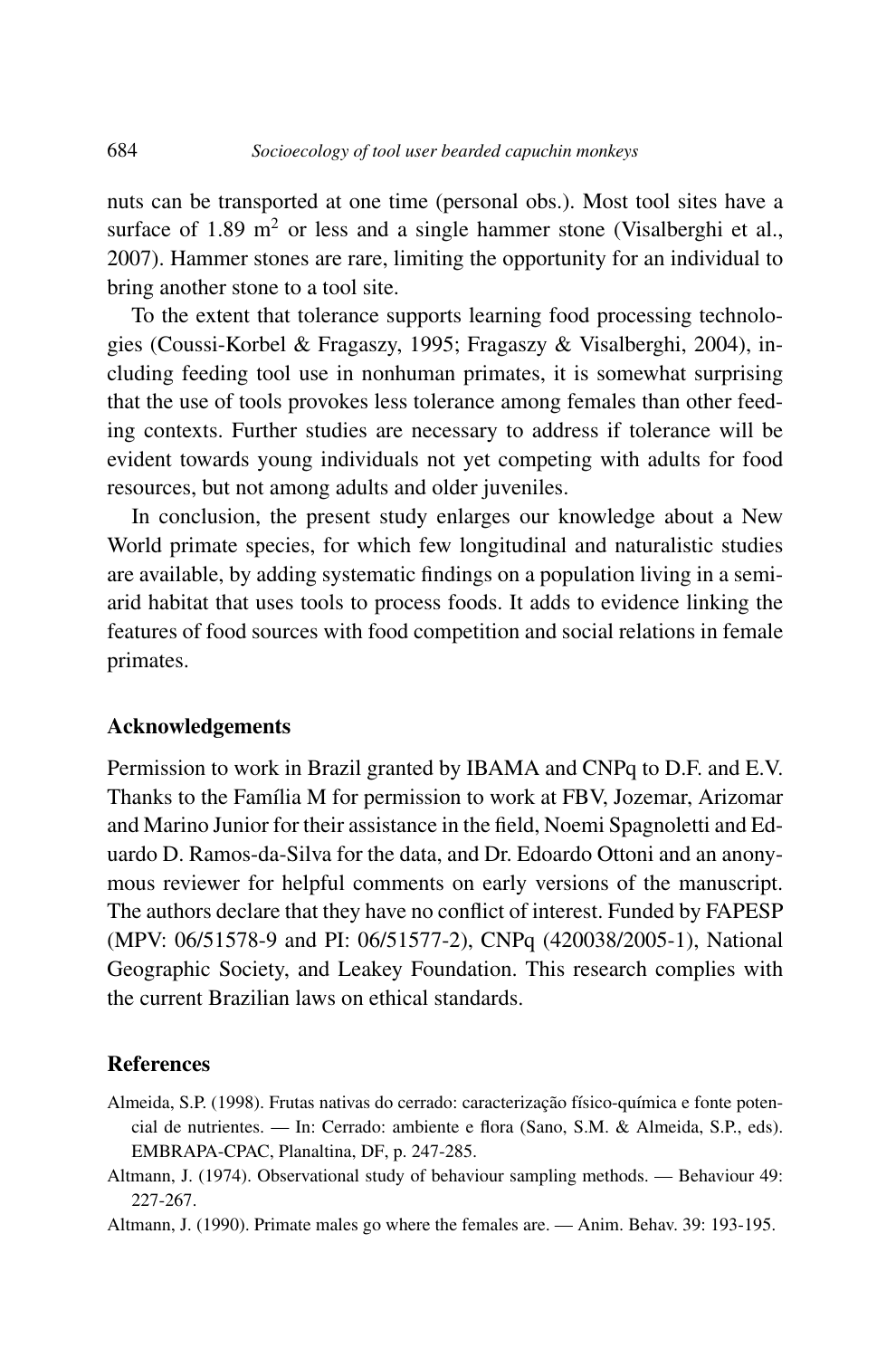nuts can be transported at one time (personal obs.). Most tool sites have a surface of 1.89 $m^2$ or less and a single hammer stone (Visalberghi et al., 2007). Hammer stones are rare, limiting the opportunity for an individual to bring another stone to a tool site.

To the extent that tolerance supports learning food processing technologies (Coussi-Korbel & Fragaszy, 1995; Fragaszy & Visalberghi, 2004), including feeding tool use in nonhuman primates, it is somewhat surprising that the use of tools provokes less tolerance among females than other feeding contexts. Further studies are necessary to address if tolerance will be evident towards young individuals not yet competing with adults for food resources, but not among adults and older juveniles.

In conclusion, the present study enlarges our knowledge about a New World primate species, for which few longitudinal and naturalistic studies are available, by adding systematic findings on a population living in a semi-arid habitat that uses tools to process foods. It adds to evidence linking the features of food sources with food competition and social relations in female primates.

## Acknowledgements

Permission to work in Brazil granted by IBAMA and CNPq to D.F. and E.V. Thanks to the Família M for permission to work at FBV, Jozemar, Arizomar and Marino Junior for their assistance in the field, Noemi Spagnoletti and Eduardo D. Ramos-da-Silva for the data, and Dr. Edoardo Ottoni and an anonymous reviewer for helpful comments on early versions of the manuscript. The authors declare that they have no conflict of interest. Funded by FAPESP (MPV: 06/51578-9 and PI: 06/51577-2), CNPq (420038/2005-1), National Geographic Society, and Leakey Foundation. This research complies with the current Brazilian laws on ethical standards.

## References

Almeida, S.P. (1998). Frutas nativas do cerrado: caracterização físico-química e fonte potencial de nutrientes. — In: Cerrado: ambiente e flora (Sano, S.M. & Almeida, S.P., eds). EMBRAPA-CPAC, Planaltina, DF, p. 247-285.

Altmann, J. (1974). Observational study of behaviour sampling methods. — Behaviour 49: 227-267.

Altmann, J. (1990). Primate males go where the females are. — Anim. Behav. 39: 193-195.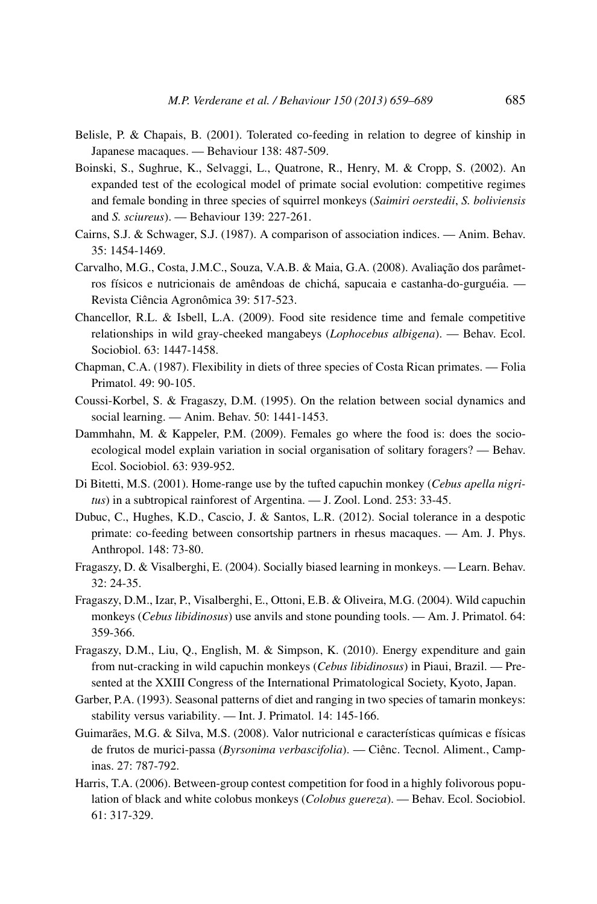Belisle, P. & Chapais, B. (2001). Tolerated co-feeding in relation to degree of kinship in Japanese macaques. — Behaviour 138: 487-509.

Boinski, S., Sughrue, K., Selvaggi, L., Quatrone, R., Henry, M. & Cropp, S. (2002). An expanded test of the ecological model of primate social evolution: competitive regimes and female bonding in three species of squirrel monkeys (*Saimiri oerstedii*, *S. boliviensis* and *S. sciureus*). — Behaviour 139: 227-261.

Cairns, S.J. & Schwager, S.J. (1987). A comparison of association indices. — Anim. Behav. 35: 1454-1469.

Carvalho, M.G., Costa, J.M.C., Souza, V.A.B. & Maia, G.A. (2008). Avaliação dos parâmetros físicos e nutricionais de amêndoas de chichá, sapucaia e castanha-do-gurguéia. — Revista Ciência Agronômica 39: 517-523.

Chancellor, R.L. & Isbell, L.A. (2009). Food site residence time and female competitive relationships in wild gray-cheeked mangabeys (*Lophocebus albigena*). — Behav. Ecol. Sociobiol. 63: 1447-1458.

Chapman, C.A. (1987). Flexibility in diets of three species of Costa Rican primates. — Folia Primatol. 49: 90-105.

Coussi-Korbel, S. & Fragaszy, D.M. (1995). On the relation between social dynamics and social learning. — Anim. Behav. 50: 1441-1453.

Dammhahn, M. & Kappeler, P.M. (2009). Females go where the food is: does the socio-ecological model explain variation in social organisation of solitary foragers? — Behav. Ecol. Sociobiol. 63: 939-952.

Di Bitetti, M.S. (2001). Home-range use by the tufted capuchin monkey (*Cebus apella nigritus*) in a subtropical rainforest of Argentina. — J. Zool. Lond. 253: 33-45.

Dubuc, C., Hughes, K.D., Cascio, J. & Santos, L.R. (2012). Social tolerance in a despotic primate: co-feeding between consortship partners in rhesus macaques. — Am. J. Phys. Anthropol. 148: 73-80.

Fragaszy, D. & Visalberghi, E. (2004). Socially biased learning in monkeys. — Learn. Behav. 32: 24-35.

Fragaszy, D.M., Izar, P., Visalberghi, E., Ottoni, E.B. & Oliveira, M.G. (2004). Wild capuchin monkeys (*Cebus libidinosus*) use anvils and stone pounding tools. — Am. J. Primatol. 64: 359-366.

Fragaszy, D.M., Liu, Q., English, M. & Simpson, K. (2010). Energy expenditure and gain from nut-cracking in wild capuchin monkeys (*Cebus libidinosus*) in Piaui, Brazil. — Presented at the XXIII Congress of the International Primatological Society, Kyoto, Japan.

Garber, P.A. (1993). Seasonal patterns of diet and ranging in two species of tamarin monkeys: stability versus variability. — Int. J. Primatol. 14: 145-166.

Guimarães, M.G. & Silva, M.S. (2008). Valor nutricional e características químicas e físicas de frutos de murici-passa (*Byrsonima verbascifolia*). — Ciênc. Tecnol. Aliment., Campinas. 27: 787-792.

Harris, T.A. (2006). Between-group contest competition for food in a highly folivorous population of black and white colobus monkeys (*Colobus guereza*). — Behav. Ecol. Sociobiol. 61: 317-329.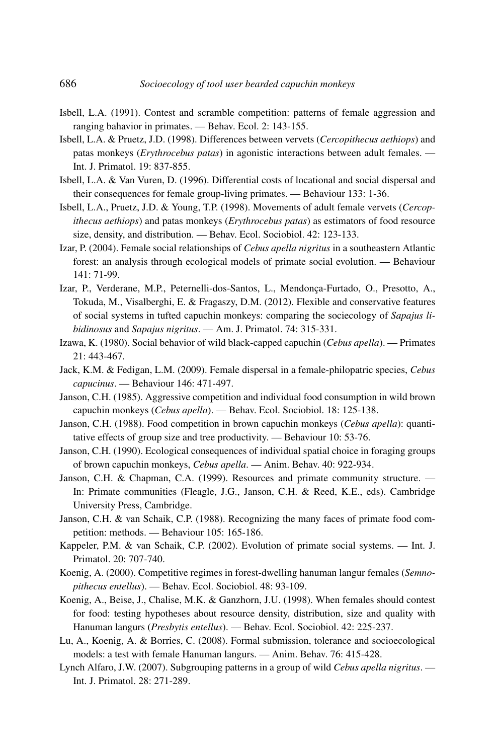Isbell, L.A. (1991). Contest and scramble competition: patterns of female aggression and ranging bahavior in primates. — Behav. Ecol. 2: 143-155.

Isbell, L.A. & Pruetz, J.D. (1998). Differences between vervets (*Cercopithecus aethiops*) and patas monkeys (*Erythrocebus patas*) in agonistic interactions between adult females. — Int. J. Primatol. 19: 837-855.

Isbell, L.A. & Van Vuren, D. (1996). Differential costs of locational and social dispersal and their consequences for female group-living primates. — Behaviour 133: 1-36.

Isbell, L.A., Pruetz, J.D. & Young, T.P. (1998). Movements of adult female vervets (*Cercopithecus aethiops*) and patas monkeys (*Erythrocebus patas*) as estimators of food resource size, density, and distribution. — Behav. Ecol. Sociobiol. 42: 123-133.

Izar, P. (2004). Female social relationships of *Cebus apella nigritus* in a southeastern Atlantic forest: an analysis through ecological models of primate social evolution. — Behaviour 141: 71-99.

Izar, P., Verderane, M.P., Peternelli-dos-Santos, L., Mendonça-Furtado, O., Presotto, A., Tokuda, M., Visalberghi, E. & Fragaszy, D.M. (2012). Flexible and conservative features of social systems in tufted capuchin monkeys: comparing the sociecology of *Sapajus libidinosus* and *Sapajus nigritus*. — Am. J. Primatol. 74: 315-331.

Izawa, K. (1980). Social behavior of wild black-capped capuchin (*Cebus apella*). — Primates 21: 443-467.

Jack, K.M. & Fedigan, L.M. (2009). Female dispersal in a female-philopatric species, *Cebus capucinus*. — Behaviour 146: 471-497.

Janson, C.H. (1985). Aggressive competition and individual food consumption in wild brown capuchin monkeys (*Cebus apella*). — Behav. Ecol. Sociobiol. 18: 125-138.

Janson, C.H. (1988). Food competition in brown capuchin monkeys (*Cebus apella*): quantitative effects of group size and tree productivity. — Behaviour 10: 53-76.

Janson, C.H. (1990). Ecological consequences of individual spatial choice in foraging groups of brown capuchin monkeys, *Cebus apella*. — Anim. Behav. 40: 922-934.

Janson, C.H. & Chapman, C.A. (1999). Resources and primate community structure. — In: Primate communities (Fleagle, J.G., Janson, C.H. & Reed, K.E., eds). Cambridge University Press, Cambridge.

Janson, C.H. & van Schaik, C.P. (1988). Recognizing the many faces of primate food competition: methods. — Behaviour 105: 165-186.

Kappeler, P.M. & van Schaik, C.P. (2002). Evolution of primate social systems. — Int. J. Primatol. 20: 707-740.

Koenig, A. (2000). Competitive regimes in forest-dwelling hanuman langur females (*Semnopithecus entellus*). — Behav. Ecol. Sociobiol. 48: 93-109.

Koenig, A., Beise, J., Chalise, M.K. & Ganzhorn, J.U. (1998). When females should contest for food: testing hypotheses about resource density, distribution, size and quality with Hanuman langurs (*Presbytis entellus*). — Behav. Ecol. Sociobiol. 42: 225-237.

Lu, A., Koenig, A. & Borries, C. (2008). Formal submission, tolerance and socioecological models: a test with female Hanuman langurs. — Anim. Behav. 76: 415-428.

Lynch Alfaro, J.W. (2007). Subgrouping patterns in a group of wild *Cebus apella nigritus*. — Int. J. Primatol. 28: 271-289.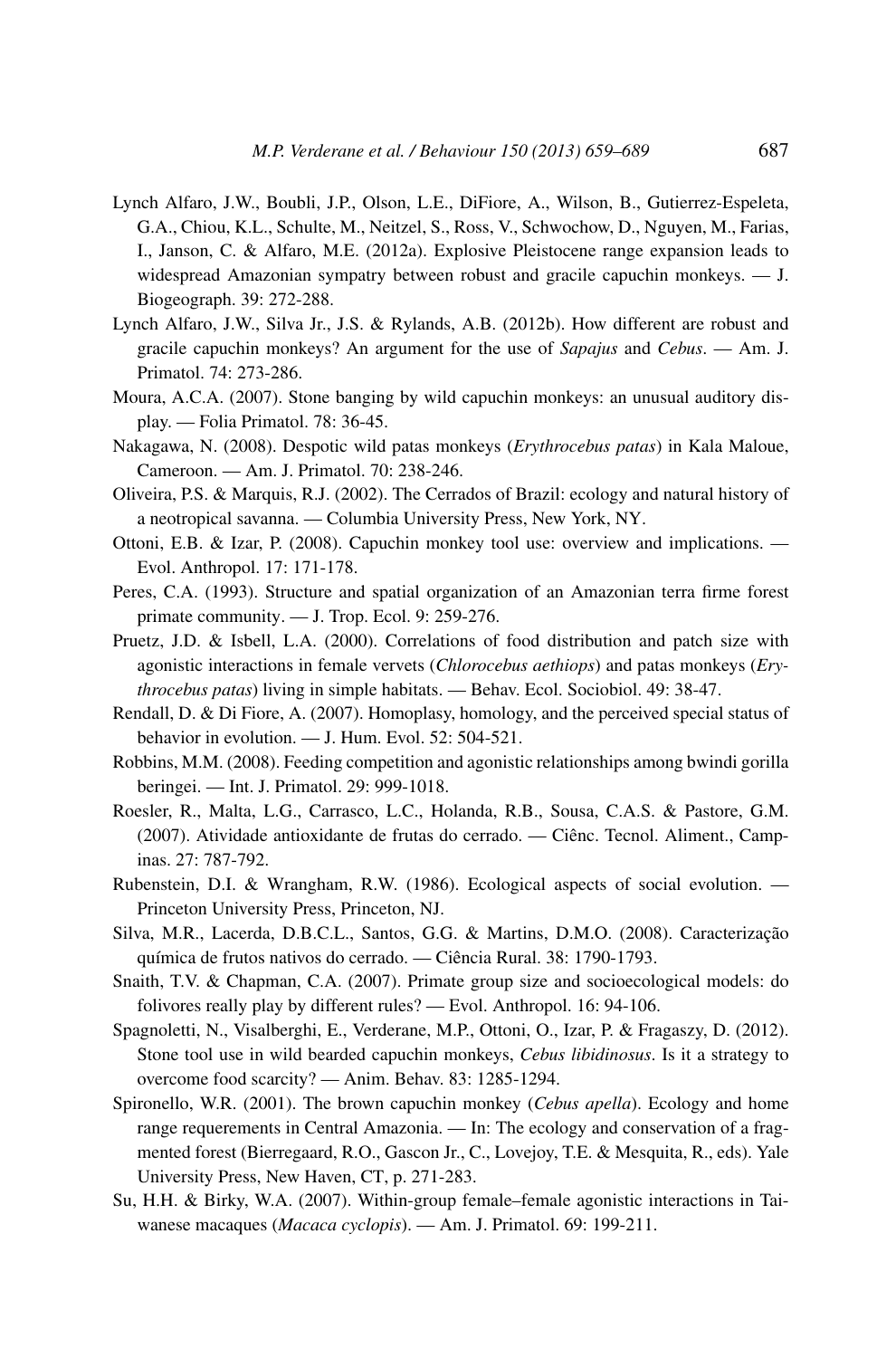Lynch Alfaro, J.W., Boubli, J.P., Olson, L.E., DiFiore, A., Wilson, B., Gutierrez-Espeleta, G.A., Chiou, K.L., Schulte, M., Neitzel, S., Ross, V., Schwochow, D., Nguyen, M., Farias, I., Janson, C. & Alfaro, M.E. (2012a). Explosive Pleistocene range expansion leads to widespread Amazonian sympatry between robust and gracile capuchin monkeys. — J. Biogeograph. 39: 272-288.

Lynch Alfaro, J.W., Silva Jr., J.S. & Rylands, A.B. (2012b). How different are robust and gracile capuchin monkeys? An argument for the use of *Sapajus* and *Cebus*. — Am. J. Primatol. 74: 273-286.

Moura, A.C.A. (2007). Stone banging by wild capuchin monkeys: an unusual auditory display. — Folia Primatol. 78: 36-45.

Nakagawa, N. (2008). Despotic wild patas monkeys (*Erythrocebus patas*) in Kala Maloue, Cameroon. — Am. J. Primatol. 70: 238-246.

Oliveira, P.S. & Marquis, R.J. (2002). The Cerrados of Brazil: ecology and natural history of a neotropical savanna. — Columbia University Press, New York, NY.

Ottoni, E.B. & Izar, P. (2008). Capuchin monkey tool use: overview and implications. — Evol. Anthropol. 17: 171-178.

Peres, C.A. (1993). Structure and spatial organization of an Amazonian terra firme forest primate community. — J. Trop. Ecol. 9: 259-276.

Pruetz, J.D. & Isbell, L.A. (2000). Correlations of food distribution and patch size with agonistic interactions in female vervets (*Chlorocebus aethiops*) and patas monkeys (*Erythrocebus patas*) living in simple habitats. — Behav. Ecol. Sociobiol. 49: 38-47.

Rendall, D. & Di Fiore, A. (2007). Homoplasy, homology, and the perceived special status of behavior in evolution. — J. Hum. Evol. 52: 504-521.

Robbins, M.M. (2008). Feeding competition and agonistic relationships among bwindi gorilla beringei. — Int. J. Primatol. 29: 999-1018.

Roesler, R., Malta, L.G., Carrasco, L.C., Holanda, R.B., Sousa, C.A.S. & Pastore, G.M. (2007). Atividade antioxidante de frutas do cerrado. — Ciênc. Tecnol. Aliment., Campinas. 27: 787-792.

Rubenstein, D.I. & Wrangham, R.W. (1986). Ecological aspects of social evolution. — Princeton University Press, Princeton, NJ.

Silva, M.R., Lacerda, D.B.C.L., Santos, G.G. & Martins, D.M.O. (2008). Caracterização química de frutos nativos do cerrado. — Ciência Rural. 38: 1790-1793.

Snaith, T.V. & Chapman, C.A. (2007). Primate group size and socioecological models: do folivores really play by different rules? — Evol. Anthropol. 16: 94-106.

Spagnoletti, N., Visalberghi, E., Verderane, M.P., Ottoni, O., Izar, P. & Fragaszy, D. (2012). Stone tool use in wild bearded capuchin monkeys, *Cebus libidinosus*. Is it a strategy to overcome food scarcity? — Anim. Behav. 83: 1285-1294.

Spironello, W.R. (2001). The brown capuchin monkey (*Cebus apella*). Ecology and home range requerements in Central Amazonia. — In: The ecology and conservation of a fragmented forest (Bierregaard, R.O., Gascon Jr., C., Lovejoy, T.E. & Mesquita, R., eds). Yale University Press, New Haven, CT, p. 271-283.

Su, H.H. & Birky, W.A. (2007). Within-group female–female agonistic interactions in Taiwanese macaques (*Macaca cyclopis*). — Am. J. Primatol. 69: 199-211.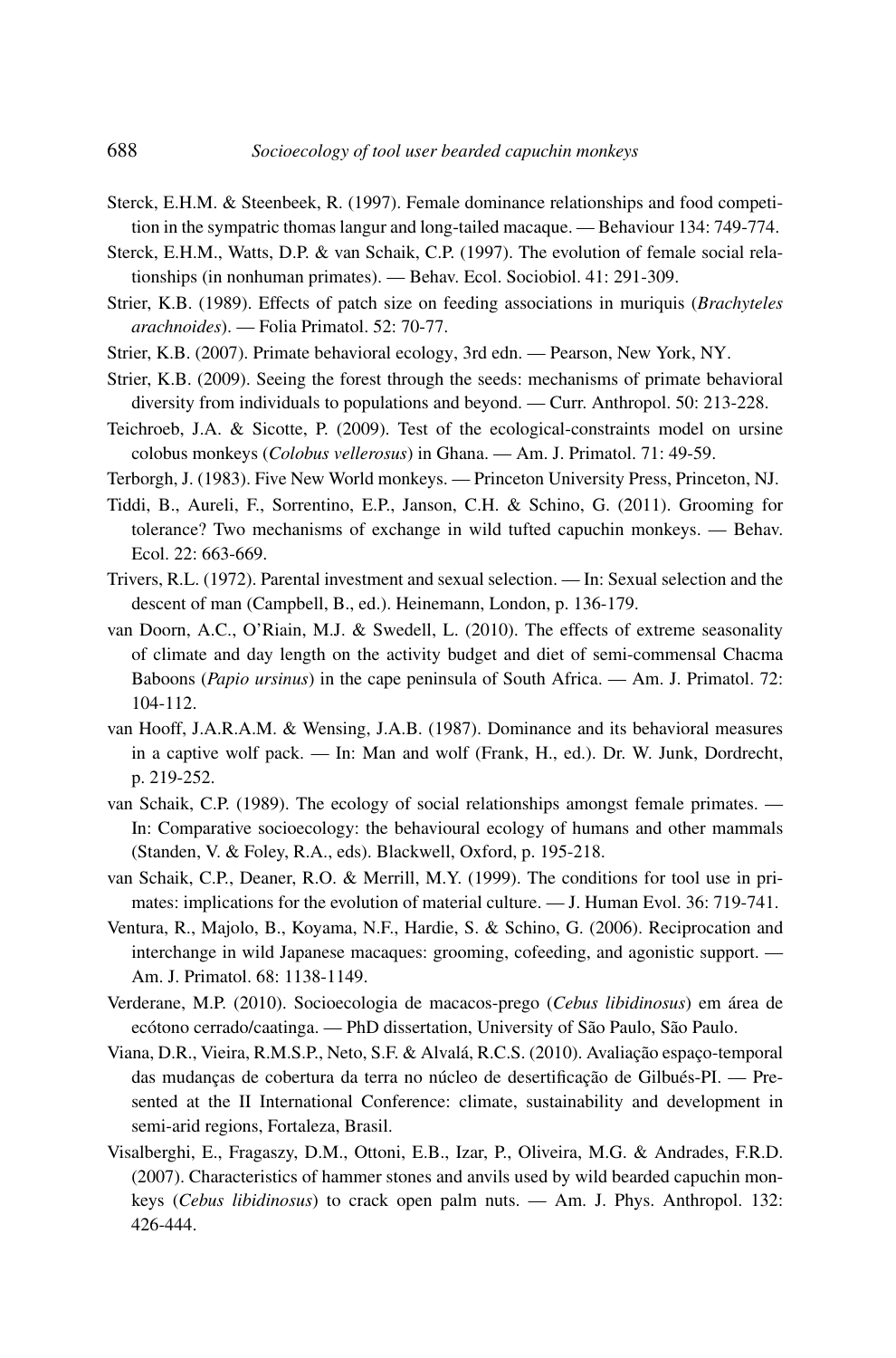Sterck, E.H.M. & Steenbeek, R. (1997). Female dominance relationships and food competition in the sympatric thomas langur and long-tailed macaque. — Behaviour 134: 749-774.

Sterck, E.H.M., Watts, D.P. & van Schaik, C.P. (1997). The evolution of female social relationships (in nonhuman primates). — Behav. Ecol. Sociobiol. 41: 291-309.

Strier, K.B. (1989). Effects of patch size on feeding associations in muriquis (*Brachyteles arachnoides*). — Folia Primatol. 52: 70-77.

Strier, K.B. (2007). Primate behavioral ecology, 3rd edn. — Pearson, New York, NY.

Strier, K.B. (2009). Seeing the forest through the seeds: mechanisms of primate behavioral diversity from individuals to populations and beyond. — Curr. Anthropol. 50: 213-228.

Teichroeb, J.A. & Sicotte, P. (2009). Test of the ecological-constraints model on ursine colobus monkeys (*Colobus vellerosus*) in Ghana. — Am. J. Primatol. 71: 49-59.

Terborgh, J. (1983). Five New World monkeys. — Princeton University Press, Princeton, NJ.

Tiddi, B., Aureli, F., Sorrentino, E.P., Janson, C.H. & Schino, G. (2011). Grooming for tolerance? Two mechanisms of exchange in wild tufted capuchin monkeys. — Behav. Ecol. 22: 663-669.

Trivers, R.L. (1972). Parental investment and sexual selection. — In: Sexual selection and the descent of man (Campbell, B., ed.). Heinemann, London, p. 136-179.

van Doorn, A.C., O'Riain, M.J. & Swedell, L. (2010). The effects of extreme seasonality of climate and day length on the activity budget and diet of semi-commensal Chacma Baboons (*Papio ursinus*) in the cape peninsula of South Africa. — Am. J. Primatol. 72: 104-112.

van Hooff, J.A.R.A.M. & Wensing, J.A.B. (1987). Dominance and its behavioral measures in a captive wolf pack. — In: Man and wolf (Frank, H., ed.). Dr. W. Junk, Dordrecht, p. 219-252.

van Schaik, C.P. (1989). The ecology of social relationships amongst female primates. — In: Comparative socioecology: the behavioural ecology of humans and other mammals (Standen, V. & Foley, R.A., eds). Blackwell, Oxford, p. 195-218.

van Schaik, C.P., Deaner, R.O. & Merrill, M.Y. (1999). The conditions for tool use in primates: implications for the evolution of material culture. — J. Human Evol. 36: 719-741.

Ventura, R., Majolo, B., Koyama, N.F., Hardie, S. & Schino, G. (2006). Reciprocation and interchange in wild Japanese macaques: grooming, cofeeding, and agonistic support. — Am. J. Primatol. 68: 1138-1149.

Verderane, M.P. (2010). Socioecologia de macacos-prego (*Cebus libidinosus*) em área de ecótono cerrado/caatinga. — PhD dissertation, University of São Paulo, São Paulo.

Viana, D.R., Vieira, R.M.S.P., Neto, S.F. & Alvalá, R.C.S. (2010). Avaliação espaço-temporal das mudanças de cobertura da terra no núcleo de desertificação de Gilbués-PI. — Presented at the II International Conference: climate, sustainability and development in semi-arid regions, Fortaleza, Brasil.

Visalberghi, E., Fragaszy, D.M., Ottoni, E.B., Izar, P., Oliveira, M.G. & Andrades, F.R.D. (2007). Characteristics of hammer stones and anvils used by wild bearded capuchin monkeys (*Cebus libidinosus*) to crack open palm nuts. — Am. J. Phys. Anthropol. 132: 426-444.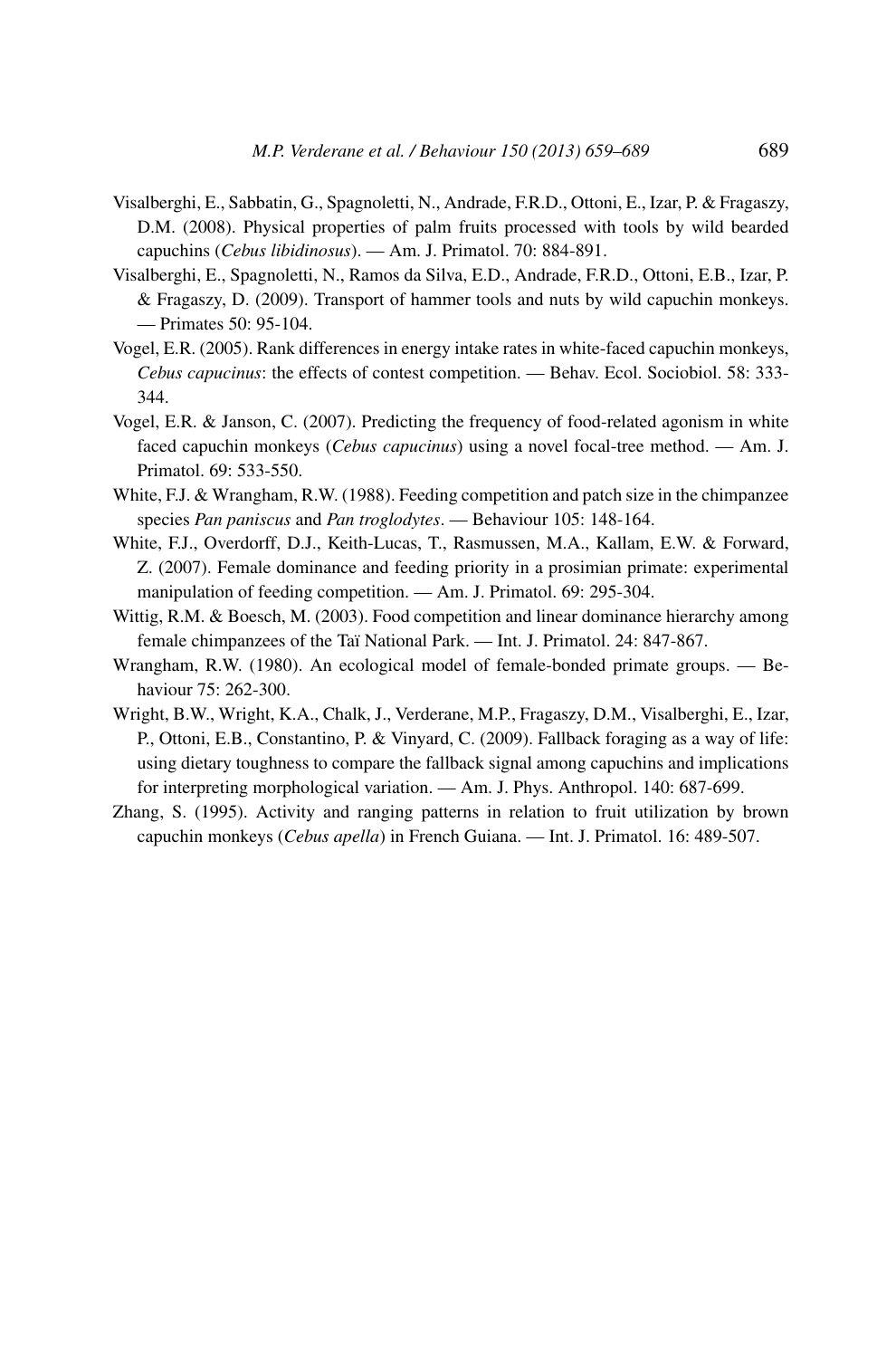Visalberghi, E., Sabbatin, G., Spagnoletti, N., Andrade, F.R.D., Ottoni, E., Izar, P. & Fragaszy, D.M. (2008). Physical properties of palm fruits processed with tools by wild bearded capuchins (*Cebus libidinosus*). — Am. J. Primatol. 70: 884-891.

Visalberghi, E., Spagnoletti, N., Ramos da Silva, E.D., Andrade, F.R.D., Ottoni, E.B., Izar, P. & Fragaszy, D. (2009). Transport of hammer tools and nuts by wild capuchin monkeys. — Primates 50: 95-104.

Vogel, E.R. (2005). Rank differences in energy intake rates in white-faced capuchin monkeys, *Cebus capucinus*: the effects of contest competition. — Behav. Ecol. Sociobiol. 58: 333-344.

Vogel, E.R. & Janson, C. (2007). Predicting the frequency of food-related agonism in white faced capuchin monkeys (*Cebus capucinus*) using a novel focal-tree method. — Am. J. Primatol. 69: 533-550.

White, F.J. & Wrangham, R.W. (1988). Feeding competition and patch size in the chimpanzee species *Pan paniscus* and *Pan troglodytes*. — Behaviour 105: 148-164.

White, F.J., Overdorff, D.J., Keith-Lucas, T., Rasmussen, M.A., Kallam, E.W. & Forward, Z. (2007). Female dominance and feeding priority in a prosimian primate: experimental manipulation of feeding competition. — Am. J. Primatol. 69: 295-304.

Wittig, R.M. & Boesch, M. (2003). Food competition and linear dominance hierarchy among female chimpanzees of the Taï National Park. — Int. J. Primatol. 24: 847-867.

Wrangham, R.W. (1980). An ecological model of female-bonded primate groups. — Behaviour 75: 262-300.

Wright, B.W., Wright, K.A., Chalk, J., Verderane, M.P., Fragaszy, D.M., Visalberghi, E., Izar, P., Ottoni, E.B., Constantino, P. & Vinyard, C. (2009). Fallback foraging as a way of life: using dietary toughness to compare the fallback signal among capuchins and implications for interpreting morphological variation. — Am. J. Phys. Anthropol. 140: 687-699.

Zhang, S. (1995). Activity and ranging patterns in relation to fruit utilization by brown capuchin monkeys (*Cebus apella*) in French Guiana. — Int. J. Primatol. 16: 489-507.